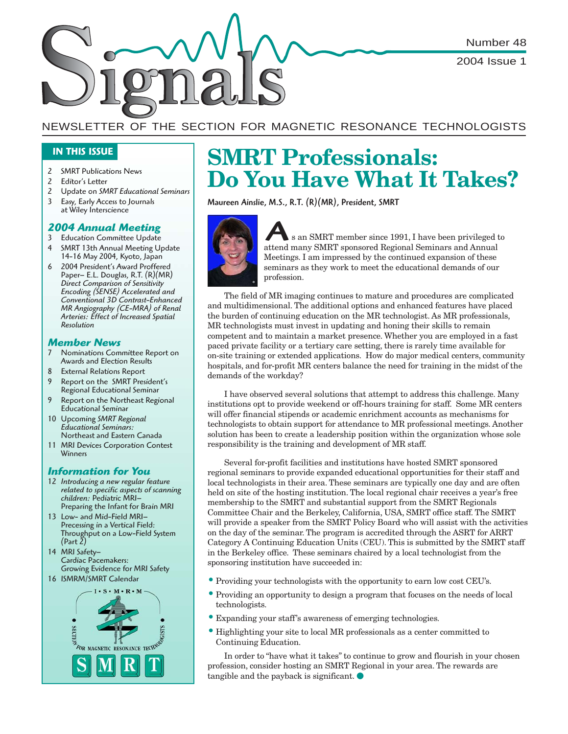# Signals

Number 48

2004 Issue 1

NEWSLETTER OF THE SECTION FOR MAGNETIC RESONANCE TECHNOLOGISTS

## IN THIS ISSUE

- 2 SMRT Publications News
- 2 Editor's Letter
- 2 Update on *SMRT Educational Seminars*
- 3 Easy, Early Access to Journals at Wiley Interscience

### *2004 Annual Meeting*

- 3 Education Committee Update
- 4 SMRT 13th Annual Meeting Update 14-16 May 2004, Kyoto, Japan
- 6 2004 President's Award Proffered Paper– E.L. Douglas, R.T. (R)(MR) *Direct Comparison of Sensitivity Encoding (SENSE) Accelerated and Conventional 3D Contrast-Enhanced MR Angiography (CE-MRA) of Renal Arteries: Effect of Increased Spatial Resolution*

### *Member News*

- 7 Nominations Committee Report on Awards and Election Results
- 8 External Relations Report
- 9 Report on the SMRT President's Regional Educational Seminar
- 9 Report on the Northeast Regional Educational Seminar
- 10 Upcoming *SMRT Regional Educational Seminars:* Northeast and Eastern Canada
- 11 MRI Devices Corporation Contest Winners

### *Information for You*

- 12 *Introducing a new regular feature related to specific aspects of scanning children:* Pediatric MRI– Preparing the Infant for Brain MRI
- 13 Low- and Mid-Field MRI– Precessing in a Vertical Field: Throughput on a Low-Field System (Part 2)
- 14 MRI Safety– Cardiac Pacemakers: Growing Evidence for MRI Safety
- 16 ISMRM/SMRT Calendar

# SMRT Professionals: Do You Have What It Takes?

**Maureen Ainslie, M.S., R.T. (R)(MR), President, SMRT**

As an SMRT member since 1991, I have been privileged to attend many SMRT sponsored Regional Seminars and Annual Meetings. I am impressed by the continued expansion of these seminars as they work to meet the educational demands of our profession.

The field of MR imaging continues to mature and procedures are complicated and multidimensional. The additional options and enhanced features have placed the burden of continuing education on the MR technologist. As MR professionals, MR technologists must invest in updating and honing their skills to remain competent and to maintain a market presence. Whether you are employed in a fast paced private facility or a tertiary care setting, there is rarely time available for on-site training or extended applications. How do major medical centers, community hospitals, and for-profit MR centers balance the need for training in the midst of the demands of the workday?

I have observed several solutions that attempt to address this challenge. Many institutions opt to provide weekend or off-hours training for staff. Some MR centers will offer financial stipends or academic enrichment accounts as mechanisms for technologists to obtain support for attendance to MR professional meetings. Another solution has been to create a leadership position within the organization whose sole responsibility is the training and development of MR staff.

Several for-profit facilities and institutions have hosted SMRT sponsored regional seminars to provide expanded educational opportunities for their staff and local technologists in their area. These seminars are typically one day and are often held on site of the hosting institution. The local regional chair receives a year's free membership to the SMRT and substantial support from the SMRT Regionals Committee Chair and the Berkeley, California, USA, SMRT office staff. The SMRT will provide a speaker from the SMRT Policy Board who will assist with the activities on the day of the seminar. The program is accredited through the ASRT for ARRT Category A Continuing Education Units (CEU). This is submitted by the SMRT staff in the Berkeley office. These seminars chaired by a local technologist from the sponsoring institution have succeeded in:

- Providing your technologists with the opportunity to earn low cost CEU's.
- Providing an opportunity to design a program that focuses on the needs of local technologists.
- Expanding your staff's awareness of emerging technologies.
- Highlighting your site to local MR professionals as a center committed to Continuing Education.

In order to "have what it takes" to continue to grow and flourish in your chosen profession, consider hosting an SMRT Regional in your area. The rewards are tangible and the payback is significant. ●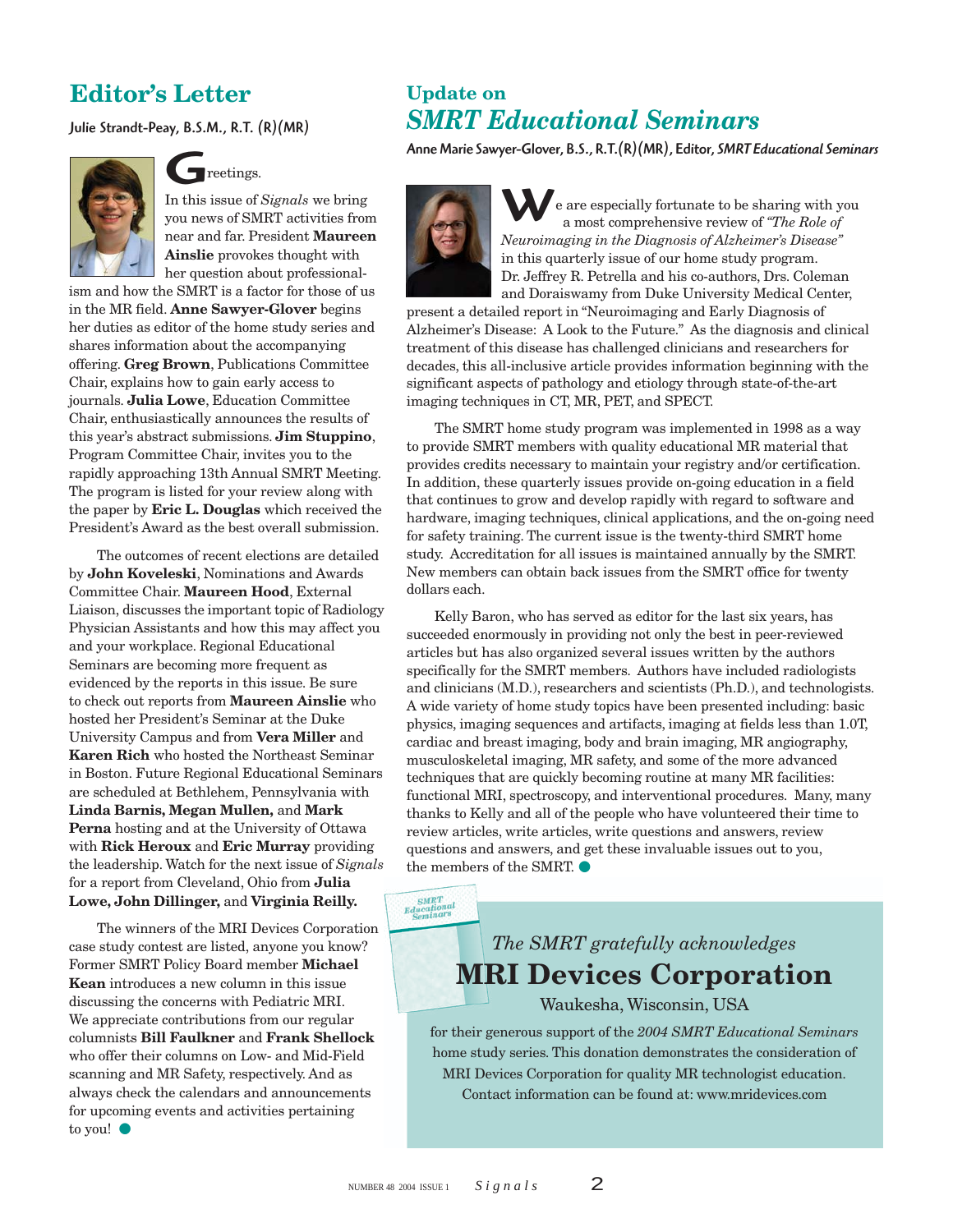## Editor's Letter

Julie Strandt-Peay, B.S.M., R.T. (R)(MR)

Greetings.

In this issue of *Signals* we bring you news of SMRT activities from near and far. President **Maureen Ainslie** provokes thought with her question about professionalism and how the SMRT is a factor for those of us in the MR field. **Anne Sawyer-Glover** begins her duties as editor of the home study series and shares information about the accompanying offering. **Greg Brown**, Publications Committee Chair, explains how to gain early access to journals. **Julia Lowe**, Education Committee Chair, enthusiastically announces the results of this year's abstract submissions. **Jim Stuppino**, Program Committee Chair, invites you to the rapidly approaching 13th Annual SMRT Meeting. The program is listed for your review along with the paper by **Eric L. Douglas** which received the President's Award as the best overall submission.

The outcomes of recent elections are detailed by **John Koveleski**, Nominations and Awards Committee Chair. **Maureen Hood**, External Liaison, discusses the important topic of Radiology Physician Assistants and how this may affect you and your workplace. Regional Educational Seminars are becoming more frequent as evidenced by the reports in this issue. Be sure to check out reports from **Maureen Ainslie** who hosted her President's Seminar at the Duke University Campus and from **Vera Miller** and **Karen Rich** who hosted the Northeast Seminar in Boston. Future Regional Educational Seminars are scheduled at Bethlehem, Pennsylvania with **Linda Barnis, Megan Mullen,** and **Mark Perna** hosting and at the University of Ottawa with **Rick Heroux** and **Eric Murray** providing the leadership. Watch for the next issue of *Signals* for a report from Cleveland, Ohio from **Julia Lowe, John Dillinger,** and **Virginia Reilly.**

The winners of the MRI Devices Corporation case study contest are listed, anyone you know? Former SMRT Policy Board member **Michael Kean** introduces a new column in this issue discussing the concerns with Pediatric MRI. We appreciate contributions from our regular columnists **Bill Faulkner** and **Frank Shellock** who offer their columns on Low- and Mid-Field scanning and MR Safety, respectively. And as always check the calendars and announcements for upcoming events and activities pertaining to you!

## Update on *SMRT Educational Seminars*

Anne Marie Sawyer-Glover, B.S., R.T.(R)(MR), Editor, *SMRT Educational Seminars*

We are especially fortunate to be sharing with you a most comprehensive review of *"The Role of Neuroimaging in the Diagnosis of Alzheimer's Disease"* in this quarterly issue of our home study program. Dr. Jeffrey R. Petrella and his co-authors, Drs. Coleman and Doraiswamy from Duke University Medical Center, present a detailed report in "Neuroimaging and Early Diagnosis of Alzheimer's Disease: A Look to the Future." As the diagnosis and clinical treatment of this disease has challenged clinicians and researchers for decades, this all-inclusive article provides information beginning with the significant aspects of pathology and etiology through state-of-the-art imaging techniques in CT, MR, PET, and SPECT.

The SMRT home study program was implemented in 1998 as a way to provide SMRT members with quality educational MR material that provides credits necessary to maintain your registry and/or certification. In addition, these quarterly issues provide on-going education in a field that continues to grow and develop rapidly with regard to software and hardware, imaging techniques, clinical applications, and the on-going need for safety training. The current issue is the twenty-third SMRT home study. Accreditation for all issues is maintained annually by the SMRT. New members can obtain back issues from the SMRT office for twenty dollars each.

Kelly Baron, who has served as editor for the last six years, has succeeded enormously in providing not only the best in peer-reviewed articles but has also organized several issues written by the authors specifically for the SMRT members. Authors have included radiologists and clinicians (M.D.), researchers and scientists (Ph.D.), and technologists. A wide variety of home study topics have been presented including: basic physics, imaging sequences and artifacts, imaging at fields less than 1.0T, cardiac and breast imaging, body and brain imaging, MR angiography, musculoskeletal imaging, MR safety, and some of the more advanced techniques that are quickly becoming routine at many MR facilities: functional MRI, spectroscopy, and interventional procedures. Many, many thanks to Kelly and all of the people who have volunteered their time to review articles, write articles, write questions and answers, review questions and answers, and get these invaluable issues out to you, the members of the SMRT.

*The SMRT gratefully acknowledges*

**MRI Devices Corporation**

Waukesha, Wisconsin, USA

for their generous support of the *2004 SMRT Educational Seminars* home study series. This donation demonstrates the consideration of MRI Devices Corporation for quality MR technologist education. Contact information can be found at: www.mridevices.com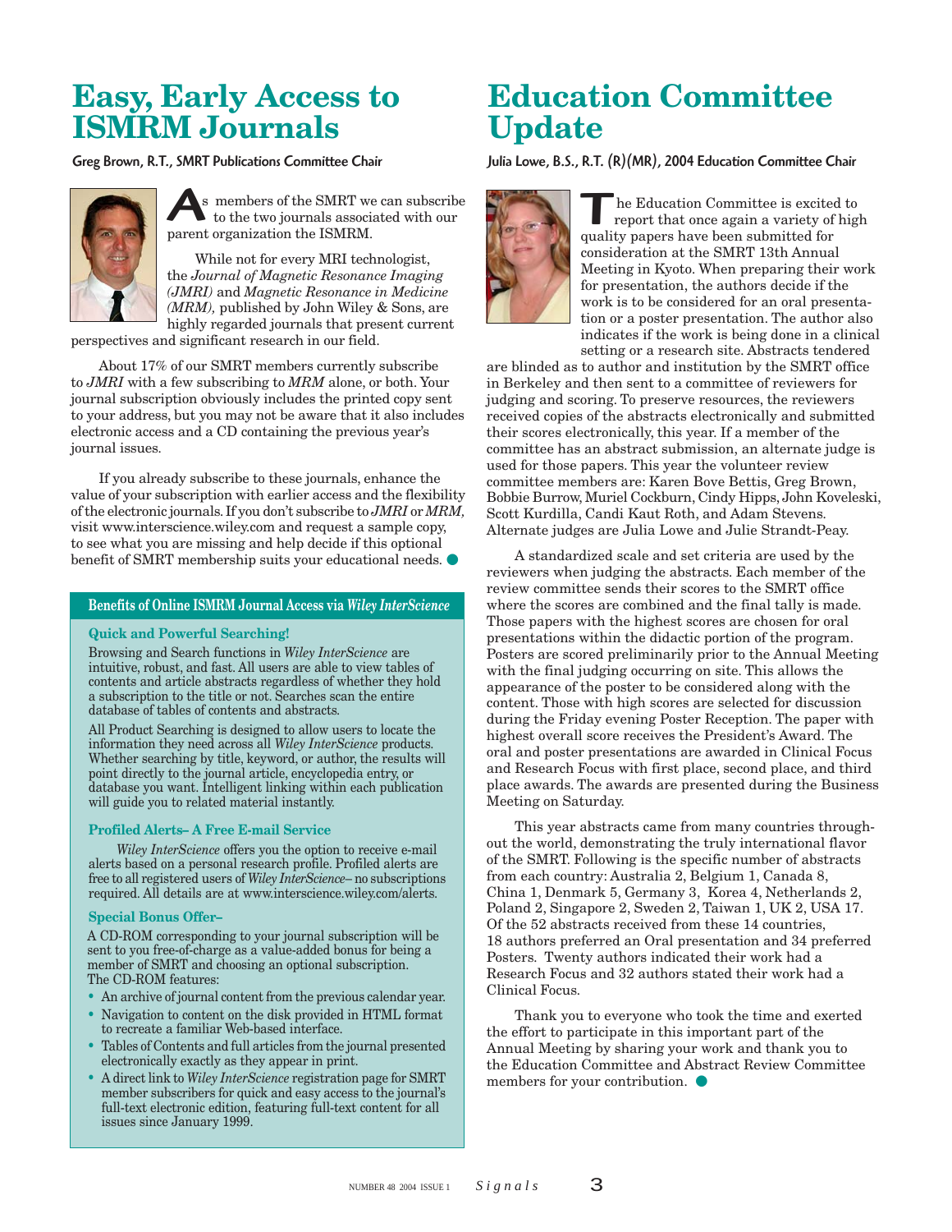# Easy, Early Access to ISMRM Journals

**Greg Brown, R.T., SMRT Publications Committee Chair**

As members of the SMRT we can subscribe to the two journals associated with our parent organization the ISMRM.

While not for every MRI technologist, the *Journal of Magnetic Resonance Imaging (JMRI)* and *Magnetic Resonance in Medicine (MRM),* published by John Wiley & Sons, are highly regarded journals that present current perspectives and significant research in our field.

About 17% of our SMRT members currently subscribe to *JMRI* with a few subscribing to *MRM* alone, or both. Your journal subscription obviously includes the printed copy sent to your address, but you may not be aware that it also includes electronic access and a CD containing the previous year's journal issues.

If you already subscribe to these journals, enhance the value of your subscription with earlier access and the flexibility of the electronic journals. If you don't subscribe to *JMRI* or *MRM,* visit www.interscience.wiley.com and request a sample copy, to see what you are missing and help decide if this optional benefit of SMRT membership suits your educational needs.

## Benefits of Online ISMRM Journal Access via *Wiley InterScience*

### Quick and Powerful Searching!

Browsing and Search functions in *Wiley InterScience* are intuitive, robust, and fast. All users are able to view tables of contents and article abstracts regardless of whether they hold a subscription to the title or not. Searches scan the entire database of tables of contents and abstracts.

All Product Searching is designed to allow users to locate the information they need across all *Wiley InterScience* products. Whether searching by title, keyword, or author, the results will point directly to the journal article, encyclopedia entry, or database you want. Intelligent linking within each publication will guide you to related material instantly.

### Profiled Alerts– A Free E-mail Service

*Wiley InterScience* offers you the option to receive e-mail alerts based on a personal research profile. Profiled alerts are free to all registered users of *Wiley InterScience*– no subscriptions required. All details are at www.interscience.wiley.com/alerts.

### Special Bonus Offer–

A CD-ROM corresponding to your journal subscription will be sent to you free-of-charge as a value-added bonus for being a member of SMRT and choosing an optional subscription. The CD-ROM features:

- An archive of journal content from the previous calendar year.
- Navigation to content on the disk provided in HTML format to recreate a familiar Web-based interface.
- Tables of Contents and full articles from the journal presented electronically exactly as they appear in print.
- A direct link to *Wiley InterScience* registration page for SMRT member subscribers for quick and easy access to the journal's full-text electronic edition, featuring full-text content for all issues since January 1999.

# Education Committee Update

**Julia Lowe, B.S., R.T. (R)(MR), 2004 Education Committee Chair**

The Education Committee is excited to report that once again a variety of high quality papers have been submitted for consideration at the SMRT 13th Annual Meeting in Kyoto. When preparing their work for presentation, the authors decide if the work is to be considered for an oral presentation or a poster presentation. The author also indicates if the work is being done in a clinical setting or a research site. Abstracts tendered are blinded as to author and institution by the SMRT office in Berkeley and then sent to a committee of reviewers for judging and scoring. To preserve resources, the reviewers received copies of the abstracts electronically and submitted their scores electronically, this year. If a member of the committee has an abstract submission, an alternate judge is used for those papers. This year the volunteer review committee members are: Karen Bove Bettis, Greg Brown, Bobbie Burrow, Muriel Cockburn, Cindy Hipps, John Koveleski, Scott Kurdilla, Candi Kaut Roth, and Adam Stevens. Alternate judges are Julia Lowe and Julie Strandt-Peay.

A standardized scale and set criteria are used by the reviewers when judging the abstracts. Each member of the review committee sends their scores to the SMRT office where the scores are combined and the final tally is made. Those papers with the highest scores are chosen for oral presentations within the didactic portion of the program. Posters are scored preliminarily prior to the Annual Meeting with the final judging occurring on site. This allows the appearance of the poster to be considered along with the content. Those with high scores are selected for discussion during the Friday evening Poster Reception. The paper with highest overall score receives the President's Award. The oral and poster presentations are awarded in Clinical Focus and Research Focus with first place, second place, and third place awards. The awards are presented during the Business Meeting on Saturday.

This year abstracts came from many countries throughout the world, demonstrating the truly international flavor of the SMRT. Following is the specific number of abstracts from each country: Australia 2, Belgium 1, Canada 8, China 1, Denmark 5, Germany 3, Korea 4, Netherlands 2, Poland 2, Singapore 2, Sweden 2, Taiwan 1, UK 2, USA 17. Of the 52 abstracts received from these 14 countries, 18 authors preferred an Oral presentation and 34 preferred Posters. Twenty authors indicated their work had a Research Focus and 32 authors stated their work had a Clinical Focus.

Thank you to everyone who took the time and exerted the effort to participate in this important part of the Annual Meeting by sharing your work and thank you to the Education Committee and Abstract Review Committee members for your contribution.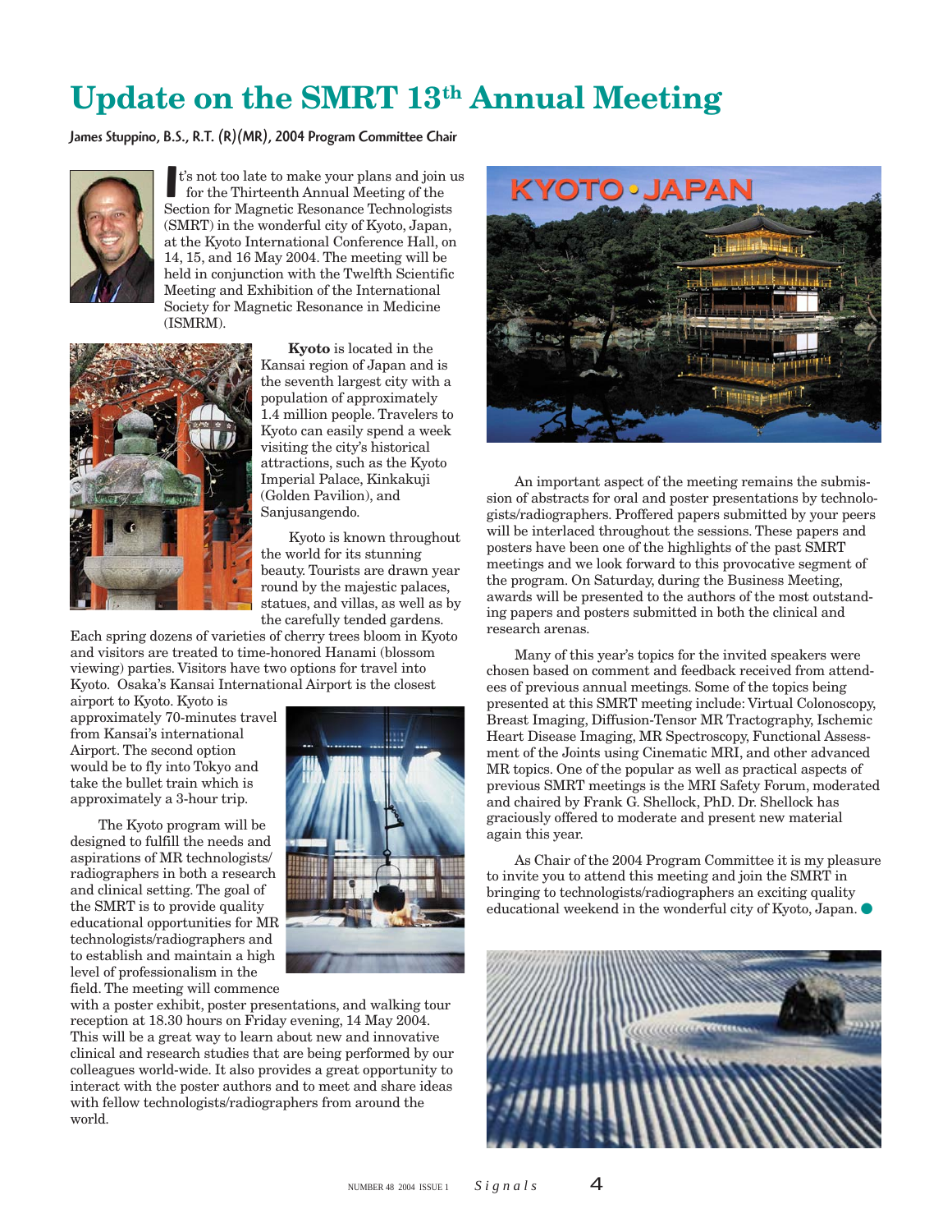# Update on the SMRT 13th Annual Meeting

James Stuppino, B.S., R.T. (R)(MR), 2004 Program Committee Chair

It's not too late to make your plans and join us for the Thirteenth Annual Meeting of the Section for Magnetic Resonance Technologists (SMRT) in the wonderful city of Kyoto, Japan, at the Kyoto International Conference Hall, on 14, 15, and 16 May 2004. The meeting will be held in conjunction with the Twelfth Scientific Meeting and Exhibition of the International Society for Magnetic Resonance in Medicine (ISMRM).

**Kyoto** is located in the Kansai region of Japan and is the seventh largest city with a population of approximately 1.4 million people. Travelers to Kyoto can easily spend a week visiting the city's historical attractions, such as the Kyoto Imperial Palace, Kinkakuji (Golden Pavilion), and Sanjusangendo.

Kyoto is known throughout the world for its stunning beauty. Tourists are drawn year round by the majestic palaces, statues, and villas, as well as by the carefully tended gardens. Each spring dozens of varieties of cherry trees bloom in Kyoto and visitors are treated to time-honored Hanami (blossom viewing) parties. Visitors have two options for travel into Kyoto. Osaka's Kansai International Airport is the closest airport to Kyoto. Kyoto is approximately 70-minutes travel from Kansai's international Airport. The second option would be to fly into Tokyo and take the bullet train which is approximately a 3-hour trip.

The Kyoto program will be designed to fulfill the needs and aspirations of MR technologists/radiographers in both a research and clinical setting. The goal of the SMRT is to provide quality educational opportunities for MR technologists/radiographers and to establish and maintain a high level of professionalism in the field. The meeting will commence with a poster exhibit, poster presentations, and walking tour reception at 18.30 hours on Friday evening, 14 May 2004. This will be a great way to learn about new and innovative clinical and research studies that are being performed by our colleagues world-wide. It also provides a great opportunity to interact with the poster authors and to meet and share ideas with fellow technologists/radiographers from around the world.

An important aspect of the meeting remains the submission of abstracts for oral and poster presentations by technologists/radiographers. Proffered papers submitted by your peers will be interlaced throughout the sessions. These papers and posters have been one of the highlights of the past SMRT meetings and we look forward to this provocative segment of the program. On Saturday, during the Business Meeting, awards will be presented to the authors of the most outstanding papers and posters submitted in both the clinical and research arenas.

Many of this year's topics for the invited speakers were chosen based on comment and feedback received from attendees of previous annual meetings. Some of the topics being presented at this SMRT meeting include: Virtual Colonoscopy, Breast Imaging, Diffusion-Tensor MR Tractography, Ischemic Heart Disease Imaging, MR Spectroscopy, Functional Assessment of the Joints using Cinematic MRI, and other advanced MR topics. One of the popular as well as practical aspects of previous SMRT meetings is the MRI Safety Forum, moderated and chaired by Frank G. Shellock, PhD. Dr. Shellock has graciously offered to moderate and present new material again this year.

As Chair of the 2004 Program Committee it is my pleasure to invite you to attend this meeting and join the SMRT in bringing to technologists/radiographers an exciting quality educational weekend in the wonderful city of Kyoto, Japan.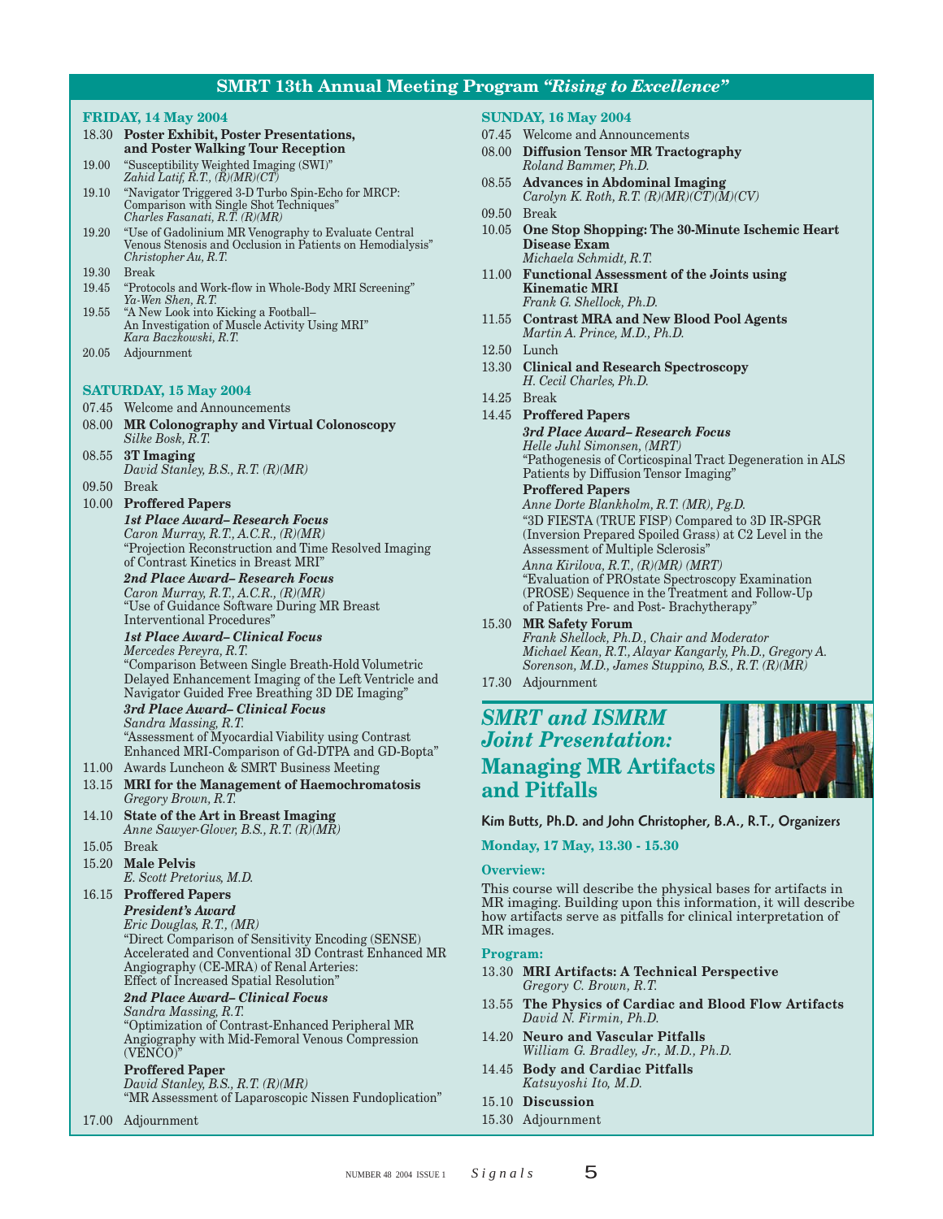# SMRT 13th Annual Meeting Program *"Rising to Excellence"*

## FRIDAY, 14 May 2004

18.30 **Poster Exhibit, Poster Presentations, and Poster Walking Tour Reception**

19.00 "Susceptibility Weighted Imaging (SWI)"
*Zahid Latif, R.T., (R)(MR)(CT)*

19.10 "Navigator Triggered 3-D Turbo Spin-Echo for MRCP: Comparison with Single Shot Techniques"
*Charles Fasanati, R.T. (R)(MR)*

19.20 "Use of Gadolinium MR Venography to Evaluate Central Venous Stenosis and Occlusion in Patients on Hemodialysis"
*Christopher Au, R.T.*

19.30 Break

19.45 "Protocols and Work-flow in Whole-Body MRI Screening"
*Ya-Wen Shen, R.T.*

19.55 "A New Look into Kicking a Football– An Investigation of Muscle Activity Using MRI"
*Kara Baczkowski, R.T.*

20.05 Adjournment

## SATURDAY, 15 May 2004

07.45 Welcome and Announcements

08.00 **MR Colonography and Virtual Colonoscopy**
*Silke Bosk, R.T.*

08.55 **3T Imaging**
*David Stanley, B.S., R.T. (R)(MR)*

09.50 Break

10.00 **Proffered Papers**

***1st Place Award– Research Focus***
*Caron Murray, R.T., A.C.R., (R)(MR)*
"Projection Reconstruction and Time Resolved Imaging of Contrast Kinetics in Breast MRI"

***2nd Place Award– Research Focus***
*Caron Murray, R.T., A.C.R., (R)(MR)*
"Use of Guidance Software During MR Breast Interventional Procedures"

***1st Place Award– Clinical Focus***
*Mercedes Pereyra, R.T.*
"Comparison Between Single Breath-Hold Volumetric Delayed Enhancement Imaging of the Left Ventricle and Navigator Guided Free Breathing 3D DE Imaging"

***3rd Place Award– Clinical Focus***
*Sandra Massing, R.T.*
"Assessment of Myocardial Viability using Contrast Enhanced MRI-Comparison of Gd-DTPA and GD-Bopta"

11.00 Awards Luncheon & SMRT Business Meeting

13.15 **MRI for the Management of Haemochromatosis**
*Gregory Brown, R.T.*

14.10 **State of the Art in Breast Imaging**
*Anne Sawyer-Glover, B.S., R.T. (R)(MR)*

15.05 Break

15.20 **Male Pelvis**
*E. Scott Pretorius, M.D.*

16.15 **Proffered Papers**

***President's Award***
*Eric Douglas, R.T., (MR)*
"Direct Comparison of Sensitivity Encoding (SENSE) Accelerated and Conventional 3D Contrast Enhanced MR Angiography (CE-MRA) of Renal Arteries: Effect of Increased Spatial Resolution"

***2nd Place Award– Clinical Focus***
*Sandra Massing, R.T.*
"Optimization of Contrast-Enhanced Peripheral MR Angiography with Mid-Femoral Venous Compression (VENCO)"

**Proffered Paper**
*David Stanley, B.S., R.T. (R)(MR)*
"MR Assessment of Laparoscopic Nissen Fundoplication"

17.00 Adjournment

## SUNDAY, 16 May 2004

07.45 Welcome and Announcements

08.00 **Diffusion Tensor MR Tractography**
*Roland Bammer, Ph.D.*

08.55 **Advances in Abdominal Imaging**
*Carolyn K. Roth, R.T. (R)(MR)(CT)(M)(CV)*

09.50 Break

10.05 **One Stop Shopping: The 30-Minute Ischemic Heart Disease Exam**
*Michaela Schmidt, R.T.*

11.00 **Functional Assessment of the Joints using Kinematic MRI**
*Frank G. Shellock, Ph.D.*

11.55 **Contrast MRA and New Blood Pool Agents**
*Martin A. Prince, M.D., Ph.D.*

12.50 Lunch

13.30 **Clinical and Research Spectroscopy**
*H. Cecil Charles, Ph.D.*

14.25 Break

14.45 **Proffered Papers**

***3rd Place Award– Research Focus***
*Helle Juhl Simonsen, (MRT)*
"Pathogenesis of Corticospinal Tract Degeneration in ALS Patients by Diffusion Tensor Imaging"

**Proffered Papers**
*Anne Dorte Blankholm, R.T. (MR), Pg.D.*
"3D FIESTA (TRUE FISP) Compared to 3D IR-SPGR (Inversion Prepared Spoiled Grass) at C2 Level in the Assessment of Multiple Sclerosis"

*Anna Kirilova, R.T., (R)(MR) (MRT)*
"Evaluation of PROstate Spectroscopy Examination (PROSE) Sequence in the Treatment and Follow-Up of Patients Pre- and Post- Brachytherapy"

15.30 **MR Safety Forum**
*Frank Shellock, Ph.D., Chair and Moderator*
*Michael Kean, R.T., Alayar Kangarly, Ph.D., Gregory A. Sorenson, M.D., James Stuppino, B.S., R.T. (R)(MR)*

17.30 Adjournment

## *SMRT and ISMRM Joint Presentation:* Managing MR Artifacts and Pitfalls

Kim Butts, Ph.D. and John Christopher, B.A., R.T., Organizers

**Monday, 17 May, 13.30 - 15.30**

**Overview:**

This course will describe the physical bases for artifacts in MR imaging. Building upon this information, it will describe how artifacts serve as pitfalls for clinical interpretation of MR images.

**Program:**

13.30 **MRI Artifacts: A Technical Perspective**
*Gregory C. Brown, R.T.*

13.55 **The Physics of Cardiac and Blood Flow Artifacts**
*David N. Firmin, Ph.D.*

14.20 **Neuro and Vascular Pitfalls**
*William G. Bradley, Jr., M.D., Ph.D.*

14.45 **Body and Cardiac Pitfalls**
*Katsuyoshi Ito, M.D.*

15.10 **Discussion**

15.30 Adjournment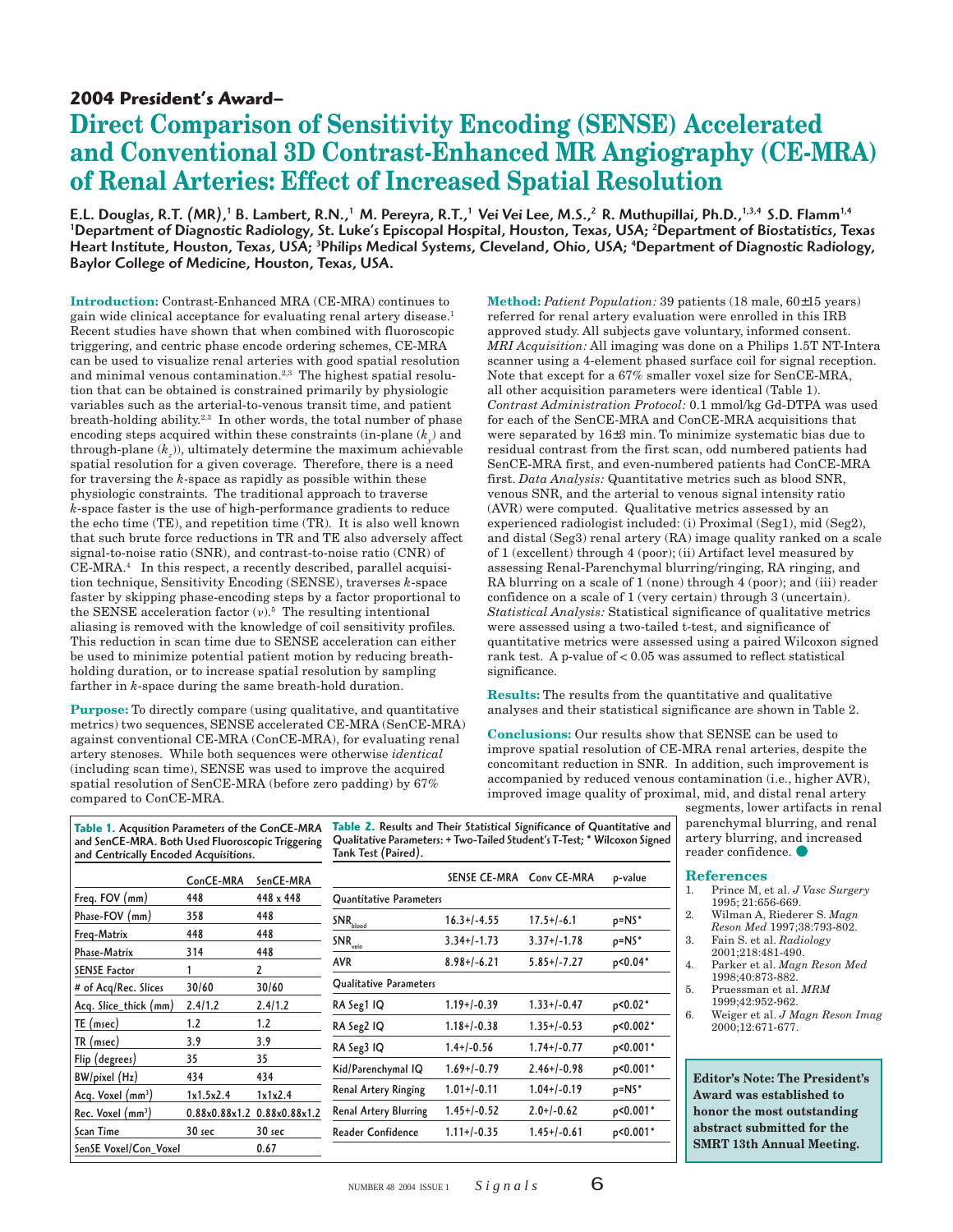**2004 President's Award–**

# Direct Comparison of Sensitivity Encoding (SENSE) Accelerated and Conventional 3D Contrast-Enhanced MR Angiography (CE-MRA) of Renal Arteries: Effect of Increased Spatial Resolution

**E.L. Douglas, R.T. (MR),[1] B. Lambert, R.N.,[1] M. Pereyra, R.T.,[1] Vei Vei Lee, M.S.,[2] R. Muthupillai, Ph.D.,[1,3,4] S.D. Flamm[1,4]**
**[1]Department of Diagnostic Radiology, St. Luke's Episcopal Hospital, Houston, Texas, USA; [2]Department of Biostatistics, Texas Heart Institute, Houston, Texas, USA; [3]Philips Medical Systems, Cleveland, Ohio, USA; [4]Department of Diagnostic Radiology, Baylor College of Medicine, Houston, Texas, USA.**

**Introduction:** Contrast-Enhanced MRA (CE-MRA) continues to gain wide clinical acceptance for evaluating renal artery disease.[1] Recent studies have shown that when combined with fluoroscopic triggering, and centric phase encode ordering schemes, CE-MRA can be used to visualize renal arteries with good spatial resolution and minimal venous contamination.[2,3] The highest spatial resolution that can be obtained is constrained primarily by physiologic variables such as the arterial-to-venous transit time, and patient breath-holding ability.[2,3] In other words, the total number of phase encoding steps acquired within these constraints (in-plane ($k_y$) and through-plane ($k_z$)), ultimately determine the maximum achievable spatial resolution for a given coverage. Therefore, there is a need for traversing the *k*-space as rapidly as possible within these physiologic constraints. The traditional approach to traverse *k*-space faster is the use of high-performance gradients to reduce the echo time (TE), and repetition time (TR). It is also well known that such brute force reductions in TR and TE also adversely affect signal-to-noise ratio (SNR), and contrast-to-noise ratio (CNR) of CE-MRA.[4] In this respect, a recently described, parallel acquisition technique, Sensitivity Encoding (SENSE), traverses *k*-space faster by skipping phase-encoding steps by a factor proportional to the SENSE acceleration factor ($\nu$).[5] The resulting intentional aliasing is removed with the knowledge of coil sensitivity profiles. This reduction in scan time due to SENSE acceleration can either be used to minimize potential patient motion by reducing breath-holding duration, or to increase spatial resolution by sampling farther in *k*-space during the same breath-hold duration.

**Purpose:** To directly compare (using qualitative, and quantitative metrics) two sequences, SENSE accelerated CE-MRA (SenCE-MRA) against conventional CE-MRA (ConCE-MRA), for evaluating renal artery stenoses. While both sequences were otherwise *identical* (including scan time), SENSE was used to improve the acquired spatial resolution of SenCE-MRA (before zero padding) by 67% compared to ConCE-MRA.

**Method:** *Patient Population:* 39 patients (18 male, 60±15 years) referred for renal artery evaluation were enrolled in this IRB approved study. All subjects gave voluntary, informed consent. *MRI Acquisition:* All imaging was done on a Philips 1.5T NT-Intera scanner using a 4-element phased surface coil for signal reception. Note that except for a 67% smaller voxel size for SenCE-MRA, all other acquisition parameters were identical (Table 1). *Contrast Administration Protocol:* 0.1 mmol/kg Gd-DTPA was used for each of the SenCE-MRA and ConCE-MRA acquisitions that were separated by 16±3 min. To minimize systematic bias due to residual contrast from the first scan, odd numbered patients had SenCE-MRA first, and even-numbered patients had ConCE-MRA first. *Data Analysis:* Quantitative metrics such as blood SNR, venous SNR, and the arterial to venous signal intensity ratio (AVR) were computed. Qualitative metrics assessed by an experienced radiologist included: (i) Proximal (Seg1), mid (Seg2), and distal (Seg3) renal artery (RA) image quality ranked on a scale of 1 (excellent) through 4 (poor); (ii) Artifact level measured by assessing Renal-Parenchymal blurring/ringing, RA ringing, and RA blurring on a scale of 1 (none) through 4 (poor); and (iii) reader confidence on a scale of 1 (very certain) through 3 (uncertain). *Statistical Analysis:* Statistical significance of qualitative metrics were assessed using a two-tailed t-test, and significance of quantitative metrics were assessed using a paired Wilcoxon signed rank test. A p-value of < 0.05 was assumed to reflect statistical significance.

**Results:** The results from the quantitative and qualitative analyses and their statistical significance are shown in Table 2.

**Conclusions:** Our results show that SENSE can be used to improve spatial resolution of CE-MRA renal arteries, despite the concomitant reduction in SNR. In addition, such improvement is accompanied by reduced venous contamination (i.e., higher AVR), improved image quality of proximal, mid, and distal renal artery segments, lower artifacts in renal parenchymal blurring, and renal artery blurring, and increased reader confidence.

**Table 1.** Acqusition Parameters of the ConCE-MRA and SenCE-MRA. Both Used Fluoroscopic Triggering and Centrically Encoded Acquisitions.

| | ConCE-MRA | SenCE-MRA |
|---|---|---|
| Freq. FOV (mm) | 448 | 448 x 448 |
| Phase-FOV (mm) | 358 | 448 |
| Freq-Matrix | 448 | 448 |
| Phase-Matrix | 314 | 448 |
| SENSE Factor | 1 | 2 |
| # of Acq/Rec. Slices | 30/60 | 30/60 |
| Acq. Slice_thick (mm) | 2.4/1.2 | 2.4/1.2 |
| TE (msec) | 1.2 | 1.2 |
| TR (msec) | 3.9 | 3.9 |
| Flip (degrees) | 35 | 35 |
| BW/pixel (Hz) | 434 | 434 |
| Acq. Voxel (mm$^3$) | 1x1.5x2.4 | 1x1x2.4 |
| Rec. Voxel (mm$^3$) | 0.88x0.88x1.2 | 0.88x0.88x1.2 |
| Scan Time | 30 sec | 30 sec |
| SenSE Voxel/Con_Voxel | | 0.67 |

**Table 2.** Results and Their Statistical Significance of Quantitative and Qualitative Parameters: + Two-Tailed Student's T-Test; * Wilcoxon Signed Tank Test (Paired).

| | SENSE CE-MRA | Conv CE-MRA | p-value |
|---|---|---|---|
| Quantitative Parameters | | | |
| $SNR_{blood}$ | 16.3+/-4.55 | 17.5+/-6.1 | p=NS* |
| $SNR_{vein}$ | 3.34+/-1.73 | 3.37+/-1.78 | p=NS* |
| AVR | 8.98+/-6.21 | 5.85+/-7.27 | p<0.04* |
| Qualitative Parameters | | | |
| RA Seg1 IQ | 1.19+/-0.39 | 1.33+/-0.47 | p<0.02* |
| RA Seg2 IQ | 1.18+/-0.38 | 1.35+/-0.53 | p<0.002* |
| RA Seg3 IQ | 1.4+/-0.56 | 1.74+/-0.77 | p<0.001* |
| Kid/Parenchymal IQ | 1.69+/-0.79 | 2.46+/-0.98 | p<0.001* |
| Renal Artery Ringing | 1.01+/-0.11 | 1.04+/-0.19 | p=NS* |
| Renal Artery Blurring | 1.45+/-0.52 | 2.0+/-0.62 | p<0.001* |
| Reader Confidence | 1.11+/-0.35 | 1.45+/-0.61 | p<0.001* |

## References

1. Prince M, et al. *J Vasc Surgery* 1995; 21:656-669.
2. Wilman A, Riederer S. *Magn Reson Med* 1997;38:793-802.
3. Fain S. et al. *Radiology* 2001;218:481-490.
4. Parker et al. *Magn Reson Med* 1998;40:873-882.
5. Pruessman et al. *MRM* 1999;42:952-962.
6. Weiger et al. *J Magn Reson Imag* 2000;12:671-677.

**Editor's Note: The President's Award was established to honor the most outstanding abstract submitted for the SMRT 13th Annual Meeting.**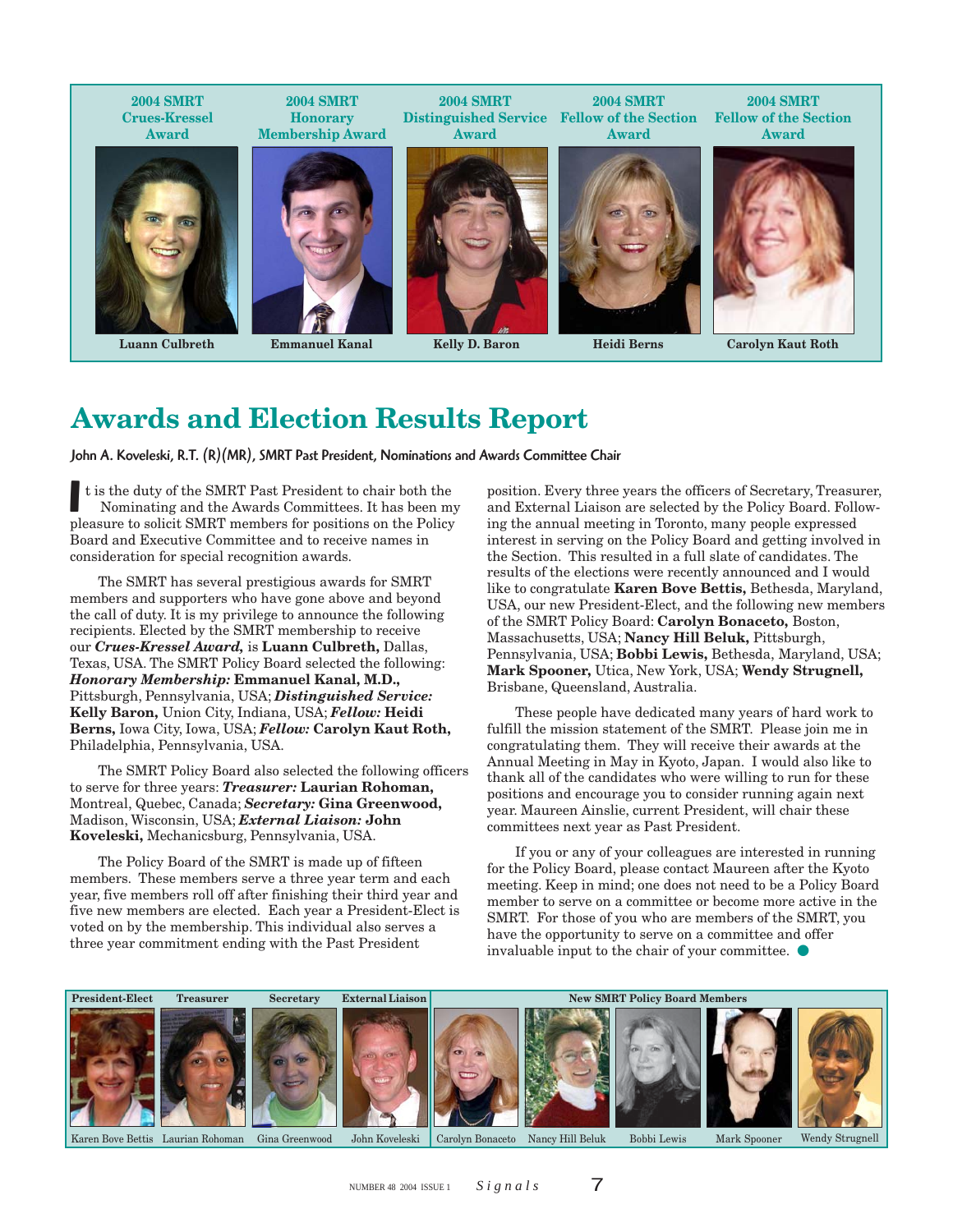**2004 SMRT Crues-Kressel Award** — Luann Culbreth

**2004 SMRT Honorary Membership Award** — Emmanuel Kanal

**2004 SMRT Distinguished Service Award** — Kelly D. Baron

**2004 SMRT Fellow of the Section Award** — Heidi Berns

**2004 SMRT Fellow of the Section Award** — Carolyn Kaut Roth

# Awards and Election Results Report

**John A. Koveleski, R.T. (R)(MR), SMRT Past President, Nominations and Awards Committee Chair**

It is the duty of the SMRT Past President to chair both the Nominating and the Awards Committees. It has been my pleasure to solicit SMRT members for positions on the Policy Board and Executive Committee and to receive names in consideration for special recognition awards.

The SMRT has several prestigious awards for SMRT members and supporters who have gone above and beyond the call of duty. It is my privilege to announce the following recipients. Elected by the SMRT membership to receive our ***Crues-Kressel Award,*** is **Luann Culbreth,** Dallas, Texas, USA. The SMRT Policy Board selected the following: ***Honorary Membership:*** **Emmanuel Kanal, M.D.,** Pittsburgh, Pennsylvania, USA; ***Distinguished Service:*** **Kelly Baron,** Union City, Indiana, USA; ***Fellow:*** **Heidi Berns,** Iowa City, Iowa, USA; ***Fellow:*** **Carolyn Kaut Roth,** Philadelphia, Pennsylvania, USA.

The SMRT Policy Board also selected the following officers to serve for three years: ***Treasurer:*** **Laurian Rohoman,** Montreal, Quebec, Canada; ***Secretary:*** **Gina Greenwood,** Madison, Wisconsin, USA; ***External Liaison:*** **John Koveleski,** Mechanicsburg, Pennsylvania, USA.

The Policy Board of the SMRT is made up of fifteen members. These members serve a three year term and each year, five members roll off after finishing their third year and five new members are elected. Each year a President-Elect is voted on by the membership. This individual also serves a three year commitment ending with the Past President position. Every three years the officers of Secretary, Treasurer, and External Liaison are selected by the Policy Board. Following the annual meeting in Toronto, many people expressed interest in serving on the Policy Board and getting involved in the Section. This resulted in a full slate of candidates. The results of the elections were recently announced and I would like to congratulate **Karen Bove Bettis,** Bethesda, Maryland, USA, our new President-Elect, and the following new members of the SMRT Policy Board: **Carolyn Bonaceto,** Boston, Massachusetts, USA; **Nancy Hill Beluk,** Pittsburgh, Pennsylvania, USA; **Bobbi Lewis,** Bethesda, Maryland, USA; **Mark Spooner,** Utica, New York, USA; **Wendy Strugnell,** Brisbane, Queensland, Australia.

These people have dedicated many years of hard work to fulfill the mission statement of the SMRT. Please join me in congratulating them. They will receive their awards at the Annual Meeting in May in Kyoto, Japan. I would also like to thank all of the candidates who were willing to run for these positions and encourage you to consider running again next year. Maureen Ainslie, current President, will chair these committees next year as Past President.

If you or any of your colleagues are interested in running for the Policy Board, please contact Maureen after the Kyoto meeting. Keep in mind; one does not need to be a Policy Board member to serve on a committee or become more active in the SMRT. For those of you who are members of the SMRT, you have the opportunity to serve on a committee and offer invaluable input to the chair of your committee. ●

**President-Elect:** Karen Bove Bettis
**Treasurer:** Laurian Rohoman
**Secretary:** Gina Greenwood
**External Liaison:** John Koveleski

**New SMRT Policy Board Members:** Carolyn Bonaceto, Nancy Hill Beluk, Bobbi Lewis, Mark Spooner, Wendy Strugnell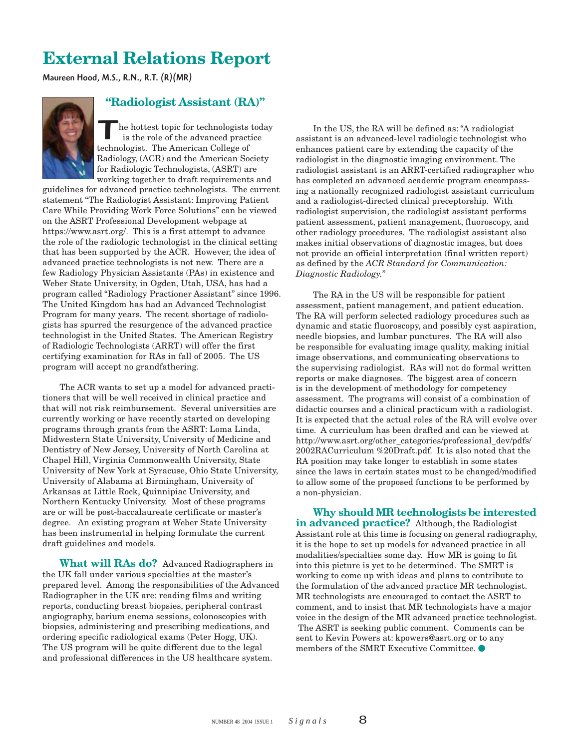# External Relations Report

**Maureen Hood, M.S., R.N., R.T. (R)(MR)**

## "Radiologist Assistant (RA)"

The hottest topic for technologists today is the role of the advanced practice technologist. The American College of Radiology, (ACR) and the American Society for Radiologic Technologists, (ASRT) are working together to draft requirements and guidelines for advanced practice technologists. The current statement "The Radiologist Assistant: Improving Patient Care While Providing Work Force Solutions" can be viewed on the ASRT Professional Development webpage at https://www.asrt.org/. This is a first attempt to advance the role of the radiologic technologist in the clinical setting that has been supported by the ACR. However, the idea of advanced practice technologists is not new. There are a few Radiology Physician Assistants (PAs) in existence and Weber State University, in Ogden, Utah, USA, has had a program called "Radiology Practioner Assistant" since 1996. The United Kingdom has had an Advanced Technologist Program for many years. The recent shortage of radiologists has spurred the resurgence of the advanced practice technologist in the United States. The American Registry of Radiologic Technologists (ARRT) will offer the first certifying examination for RAs in fall of 2005. The US program will accept no grandfathering.

The ACR wants to set up a model for advanced practitioners that will be well received in clinical practice and that will not risk reimbursement. Several universities are currently working or have recently started on developing programs through grants from the ASRT: Loma Linda, Midwestern State University, University of Medicine and Dentistry of New Jersey, University of North Carolina at Chapel Hill, Virginia Commonwealth University, State University of New York at Syracuse, Ohio State University, University of Alabama at Birmingham, University of Arkansas at Little Rock, Quinnipiac University, and Northern Kentucky University. Most of these programs are or will be post-baccalaureate certificate or master's degree. An existing program at Weber State University has been instrumental in helping formulate the current draft guidelines and models.

**What will RAs do?** Advanced Radiographers in the UK fall under various specialties at the master's prepared level. Among the responsibilities of the Advanced Radiographer in the UK are: reading films and writing reports, conducting breast biopsies, peripheral contrast angiography, barium enema sessions, colonoscopies with biopsies, administering and prescribing medications, and ordering specific radiological exams (Peter Hogg, UK). The US program will be quite different due to the legal and professional differences in the US healthcare system.

In the US, the RA will be defined as: "A radiologist assistant is an advanced-level radiologic technologist who enhances patient care by extending the capacity of the radiologist in the diagnostic imaging environment. The radiologist assistant is an ARRT-certified radiographer who has completed an advanced academic program encompassing a nationally recognized radiologist assistant curriculum and a radiologist-directed clinical preceptorship. With radiologist supervision, the radiologist assistant performs patient assessment, patient management, fluoroscopy, and other radiology procedures. The radiologist assistant also makes initial observations of diagnostic images, but does not provide an official interpretation (final written report) as defined by the *ACR Standard for Communication: Diagnostic Radiology.*"

The RA in the US will be responsible for patient assessment, patient management, and patient education. The RA will perform selected radiology procedures such as dynamic and static fluoroscopy, and possibly cyst aspiration, needle biopsies, and lumbar punctures. The RA will also be responsible for evaluating image quality, making initial image observations, and communicating observations to the supervising radiologist. RAs will not do formal written reports or make diagnoses. The biggest area of concern is in the development of methodology for competency assessment. The programs will consist of a combination of didactic courses and a clinical practicum with a radiologist. It is expected that the actual roles of the RA will evolve over time. A curriculum has been drafted and can be viewed at http://www.asrt.org/other_categories/professional_dev/pdfs/2002RACurriculum %20Draft.pdf. It is also noted that the RA position may take longer to establish in some states since the laws in certain states must to be changed/modified to allow some of the proposed functions to be performed by a non-physician.

**Why should MR technologists be interested in advanced practice?** Although, the Radiologist Assistant role at this time is focusing on general radiography, it is the hope to set up models for advanced practice in all modalities/specialties some day. How MR is going to fit into this picture is yet to be determined. The SMRT is working to come up with ideas and plans to contribute to the formulation of the advanced practice MR technologist. MR technologists are encouraged to contact the ASRT to comment, and to insist that MR technologists have a major voice in the design of the MR advanced practice technologist. The ASRT is seeking public comment. Comments can be sent to Kevin Powers at: kpowers@asrt.org or to any members of the SMRT Executive Committee. ●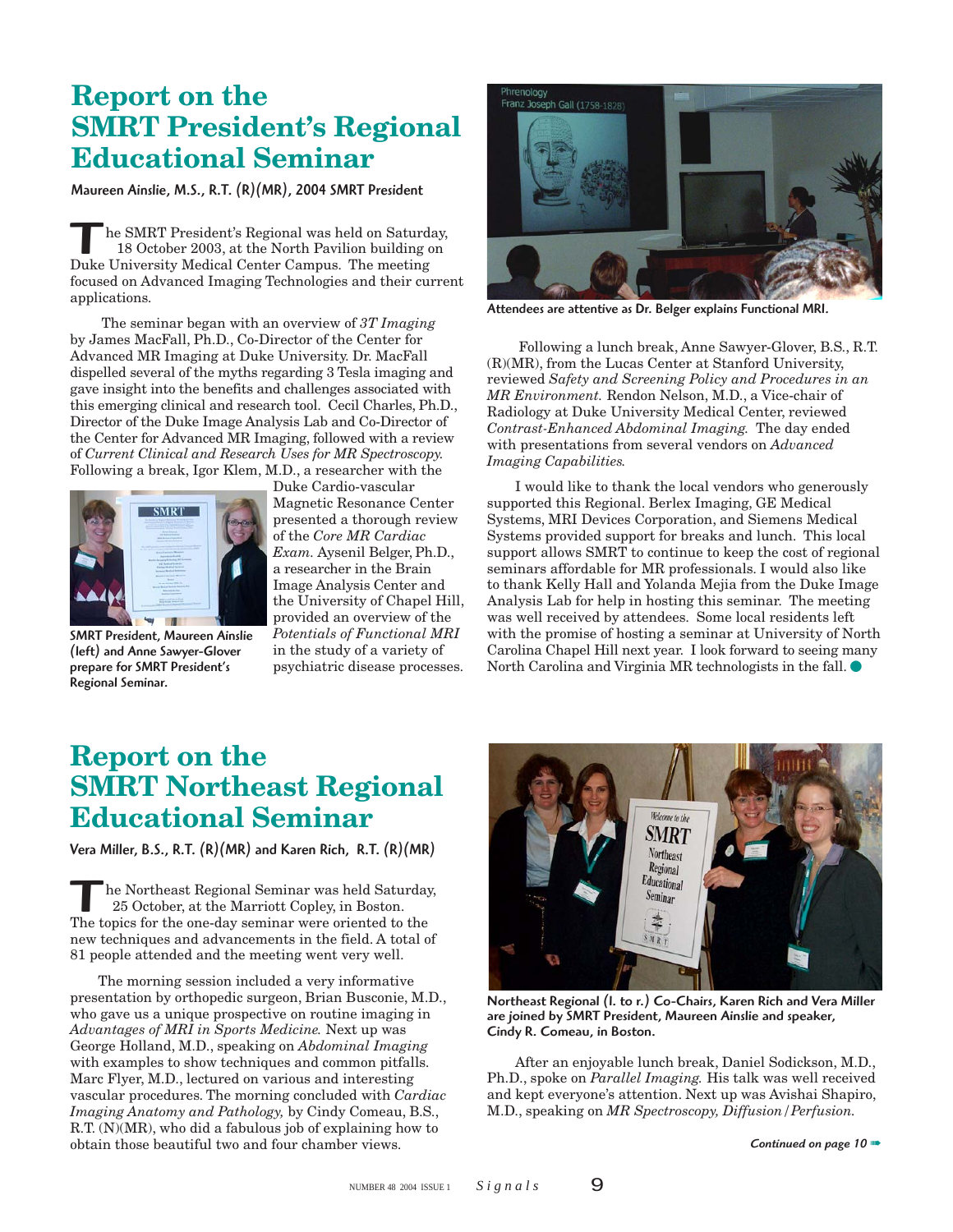# Report on the SMRT President's Regional Educational Seminar

**Maureen Ainslie, M.S., R.T. (R)(MR), 2004 SMRT President**

The SMRT President's Regional was held on Saturday, 18 October 2003, at the North Pavilion building on Duke University Medical Center Campus. The meeting focused on Advanced Imaging Technologies and their current applications.

The seminar began with an overview of *3T Imaging* by James MacFall, Ph.D., Co-Director of the Center for Advanced MR Imaging at Duke University. Dr. MacFall dispelled several of the myths regarding 3 Tesla imaging and gave insight into the benefits and challenges associated with this emerging clinical and research tool. Cecil Charles, Ph.D., Director of the Duke Image Analysis Lab and Co-Director of the Center for Advanced MR Imaging, followed with a review of *Current Clinical and Research Uses for MR Spectroscopy.* Following a break, Igor Klem, M.D., a researcher with the Duke Cardio-vascular Magnetic Resonance Center presented a thorough review of the *Core MR Cardiac Exam.* Aysenil Belger, Ph.D., a researcher in the Brain Image Analysis Center and the University of Chapel Hill, provided an overview of the *Potentials of Functional MRI* in the study of a variety of psychiatric disease processes.

SMRT President, Maureen Ainslie (left) and Anne Sawyer-Glover prepare for SMRT President's Regional Seminar.

Attendees are attentive as Dr. Belger explains Functional MRI.

Following a lunch break, Anne Sawyer-Glover, B.S., R.T. (R)(MR), from the Lucas Center at Stanford University, reviewed *Safety and Screening Policy and Procedures in an MR Environment.* Rendon Nelson, M.D., a Vice-chair of Radiology at Duke University Medical Center, reviewed *Contrast-Enhanced Abdominal Imaging.* The day ended with presentations from several vendors on *Advanced Imaging Capabilities.*

I would like to thank the local vendors who generously supported this Regional. Berlex Imaging, GE Medical Systems, MRI Devices Corporation, and Siemens Medical Systems provided support for breaks and lunch. This local support allows SMRT to continue to keep the cost of regional seminars affordable for MR professionals. I would also like to thank Kelly Hall and Yolanda Mejia from the Duke Image Analysis Lab for help in hosting this seminar. The meeting was well received by attendees. Some local residents left with the promise of hosting a seminar at University of North Carolina Chapel Hill next year. I look forward to seeing many North Carolina and Virginia MR technologists in the fall.

# Report on the SMRT Northeast Regional Educational Seminar

**Vera Miller, B.S., R.T. (R)(MR) and Karen Rich, R.T. (R)(MR)**

The Northeast Regional Seminar was held Saturday, 25 October, at the Marriott Copley, in Boston. The topics for the one-day seminar were oriented to the new techniques and advancements in the field. A total of 81 people attended and the meeting went very well.

The morning session included a very informative presentation by orthopedic surgeon, Brian Busconie, M.D., who gave us a unique prospective on routine imaging in *Advantages of MRI in Sports Medicine.* Next up was George Holland, M.D., speaking on *Abdominal Imaging* with examples to show techniques and common pitfalls. Marc Flyer, M.D., lectured on various and interesting vascular procedures. The morning concluded with *Cardiac Imaging Anatomy and Pathology,* by Cindy Comeau, B.S., R.T. (N)(MR), who did a fabulous job of explaining how to obtain those beautiful two and four chamber views.

Northeast Regional (l. to r.) Co-Chairs, Karen Rich and Vera Miller are joined by SMRT President, Maureen Ainslie and speaker, Cindy R. Comeau, in Boston.

After an enjoyable lunch break, Daniel Sodickson, M.D., Ph.D., spoke on *Parallel Imaging.* His talk was well received and kept everyone's attention. Next up was Avishai Shapiro, M.D., speaking on *MR Spectroscopy, Diffusion/Perfusion.*

*Continued on page 10*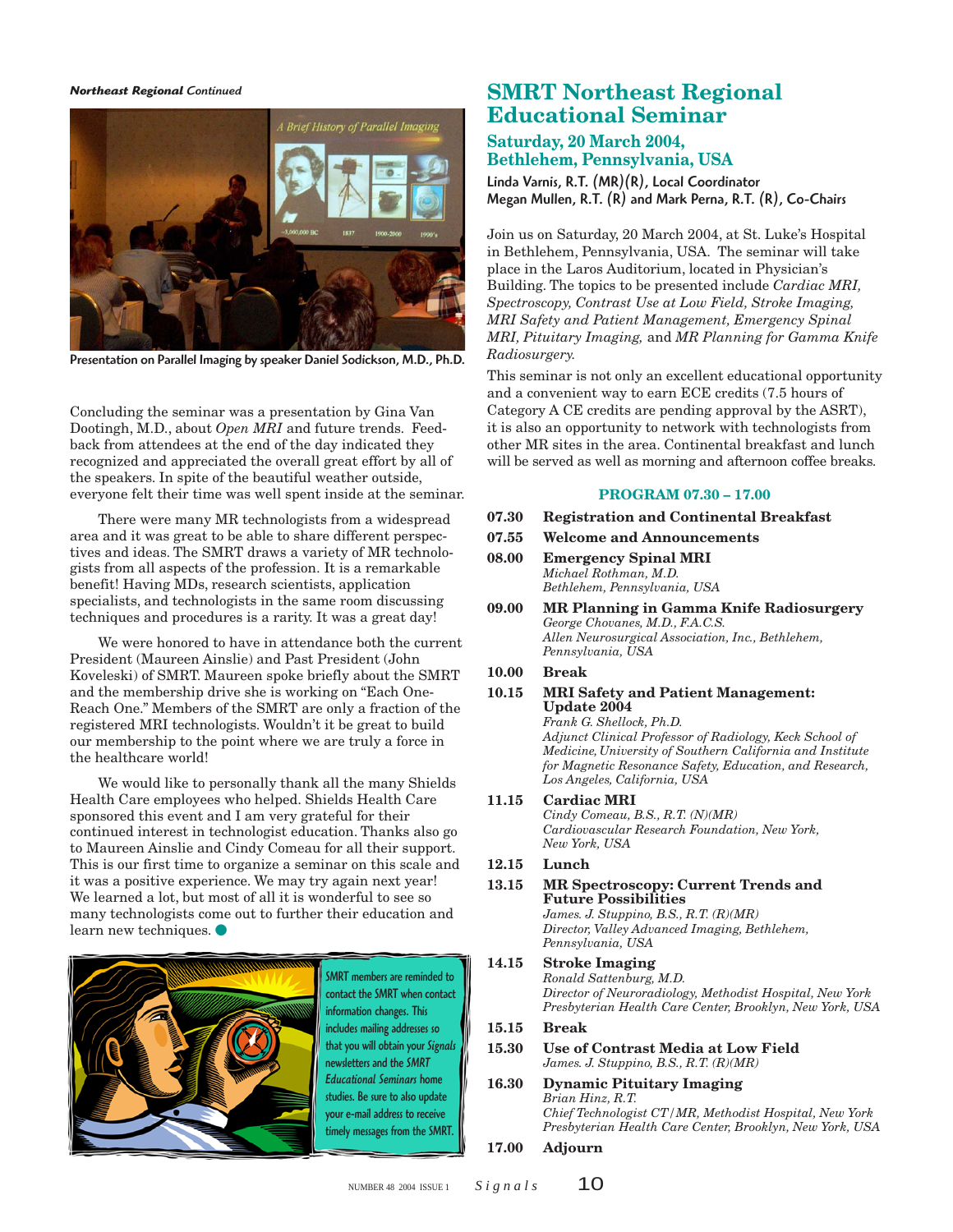*Northeast Regional Continued*

Presentation on Parallel Imaging by speaker Daniel Sodickson, M.D., Ph.D.

Concluding the seminar was a presentation by Gina Van Dootingh, M.D., about *Open MRI* and future trends. Feedback from attendees at the end of the day indicated they recognized and appreciated the overall great effort by all of the speakers. In spite of the beautiful weather outside, everyone felt their time was well spent inside at the seminar.

There were many MR technologists from a widespread area and it was great to be able to share different perspectives and ideas. The SMRT draws a variety of MR technologists from all aspects of the profession. It is a remarkable benefit! Having MDs, research scientists, application specialists, and technologists in the same room discussing techniques and procedures is a rarity. It was a great day!

We were honored to have in attendance both the current President (Maureen Ainslie) and Past President (John Koveleski) of SMRT. Maureen spoke briefly about the SMRT and the membership drive she is working on "Each One-Reach One." Members of the SMRT are only a fraction of the registered MRI technologists. Wouldn't it be great to build our membership to the point where we are truly a force in the healthcare world!

We would like to personally thank all the many Shields Health Care employees who helped. Shields Health Care sponsored this event and I am very grateful for their continued interest in technologist education. Thanks also go to Maureen Ainslie and Cindy Comeau for all their support. This is our first time to organize a seminar on this scale and it was a positive experience. We may try again next year! We learned a lot, but most of all it is wonderful to see so many technologists come out to further their education and learn new techniques.

SMRT members are reminded to contact the SMRT when contact information changes. This includes mailing addresses so that you will obtain your *Signals* newsletters and the *SMRT Educational Seminars* home studies. Be sure to also update your e-mail address to receive timely messages from the SMRT.

# SMRT Northeast Regional Educational Seminar

## Saturday, 20 March 2004, Bethlehem, Pennsylvania, USA

Linda Varnis, R.T. (MR)(R), Local Coordinator
Megan Mullen, R.T. (R) and Mark Perna, R.T. (R), Co-Chairs

Join us on Saturday, 20 March 2004, at St. Luke's Hospital in Bethlehem, Pennsylvania, USA. The seminar will take place in the Laros Auditorium, located in Physician's Building. The topics to be presented include *Cardiac MRI, Spectroscopy, Contrast Use at Low Field, Stroke Imaging, MRI Safety and Patient Management, Emergency Spinal MRI, Pituitary Imaging,* and *MR Planning for Gamma Knife Radiosurgery.*

This seminar is not only an excellent educational opportunity and a convenient way to earn ECE credits (7.5 hours of Category A CE credits are pending approval by the ASRT), it is also an opportunity to network with technologists from other MR sites in the area. Continental breakfast and lunch will be served as well as morning and afternoon coffee breaks.

### PROGRAM 07.30 – 17.00

**07.30** **Registration and Continental Breakfast**

**07.55** **Welcome and Announcements**

**08.00** **Emergency Spinal MRI**
*Michael Rothman, M.D.*
*Bethlehem, Pennsylvania, USA*

**09.00** **MR Planning in Gamma Knife Radiosurgery**
*George Chovanes, M.D., F.A.C.S.*
*Allen Neurosurgical Association, Inc., Bethlehem, Pennsylvania, USA*

**10.00** **Break**

**10.15** **MRI Safety and Patient Management: Update 2004**
*Frank G. Shellock, Ph.D.*
*Adjunct Clinical Professor of Radiology, Keck School of Medicine, University of Southern California and Institute for Magnetic Resonance Safety, Education, and Research, Los Angeles, California, USA*

**11.15** **Cardiac MRI**
*Cindy Comeau, B.S., R.T. (N)(MR)*
*Cardiovascular Research Foundation, New York, New York, USA*

**12.15** **Lunch**

**13.15** **MR Spectroscopy: Current Trends and Future Possibilities**
*James. J. Stuppino, B.S., R.T. (R)(MR)*
*Director, Valley Advanced Imaging, Bethlehem, Pennsylvania, USA*

**14.15** **Stroke Imaging**
*Ronald Sattenburg, M.D.*
*Director of Neuroradiology, Methodist Hospital, New York Presbyterian Health Care Center, Brooklyn, New York, USA*

**15.15** **Break**

**15.30** **Use of Contrast Media at Low Field**
*James. J. Stuppino, B.S., R.T. (R)(MR)*

**16.30** **Dynamic Pituitary Imaging**
*Brian Hinz, R.T.*
*Chief Technologist CT/MR, Methodist Hospital, New York Presbyterian Health Care Center, Brooklyn, New York, USA*

**17.00** **Adjourn**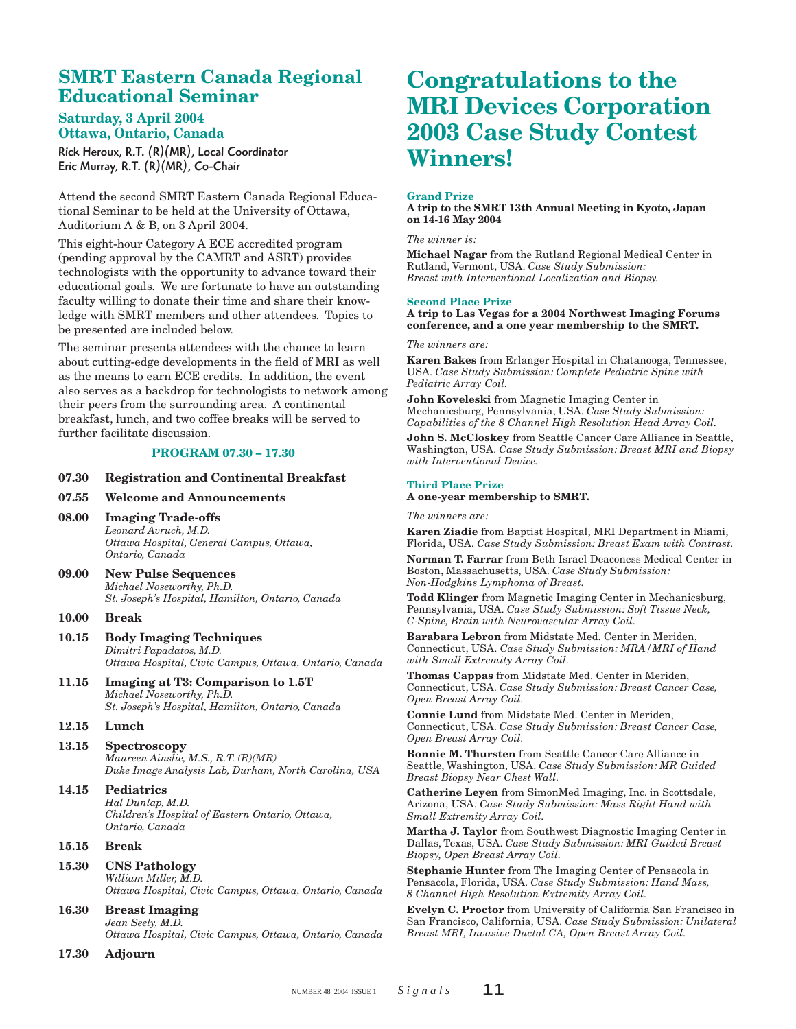## SMRT Eastern Canada Regional Educational Seminar

### Saturday, 3 April 2004
### Ottawa, Ontario, Canada

Rick Heroux, R.T. (R)(MR), Local Coordinator
Eric Murray, R.T. (R)(MR), Co-Chair

Attend the second SMRT Eastern Canada Regional Educational Seminar to be held at the University of Ottawa, Auditorium A & B, on 3 April 2004.

This eight-hour Category A ECE accredited program (pending approval by the CAMRT and ASRT) provides technologists with the opportunity to advance toward their educational goals. We are fortunate to have an outstanding faculty willing to donate their time and share their knowledge with SMRT members and other attendees. Topics to be presented are included below.

The seminar presents attendees with the chance to learn about cutting-edge developments in the field of MRI as well as the means to earn ECE credits. In addition, the event also serves as a backdrop for technologists to network among their peers from the surrounding area. A continental breakfast, lunch, and two coffee breaks will be served to further facilitate discussion.

**PROGRAM 07.30 – 17.30**

**07.30** **Registration and Continental Breakfast**

**07.55** **Welcome and Announcements**

**08.00** **Imaging Trade-offs**
*Leonard Avruch, M.D.*
*Ottawa Hospital, General Campus, Ottawa, Ontario, Canada*

**09.00** **New Pulse Sequences**
*Michael Noseworthy, Ph.D.*
*St. Joseph's Hospital, Hamilton, Ontario, Canada*

**10.00** **Break**

**10.15** **Body Imaging Techniques**
*Dimitri Papadatos, M.D.*
*Ottawa Hospital, Civic Campus, Ottawa, Ontario, Canada*

**11.15** **Imaging at T3: Comparison to 1.5T**
*Michael Noseworthy, Ph.D.*
*St. Joseph's Hospital, Hamilton, Ontario, Canada*

**12.15** **Lunch**

**13.15** **Spectroscopy**
*Maureen Ainslie, M.S., R.T. (R)(MR)*
*Duke Image Analysis Lab, Durham, North Carolina, USA*

**14.15** **Pediatrics**
*Hal Dunlap, M.D.*
*Children's Hospital of Eastern Ontario, Ottawa, Ontario, Canada*

**15.15** **Break**

**15.30** **CNS Pathology**
*William Miller, M.D.*
*Ottawa Hospital, Civic Campus, Ottawa, Ontario, Canada*

**16.30** **Breast Imaging**
*Jean Seely, M.D.*
*Ottawa Hospital, Civic Campus, Ottawa, Ontario, Canada*

**17.30** **Adjourn**

# Congratulations to the MRI Devices Corporation 2003 Case Study Contest Winners!

### Grand Prize

**A trip to the SMRT 13th Annual Meeting in Kyoto, Japan on 14-16 May 2004**

*The winner is:*

**Michael Nagar** from the Rutland Regional Medical Center in Rutland, Vermont, USA. *Case Study Submission: Breast with Interventional Localization and Biopsy.*

### Second Place Prize

**A trip to Las Vegas for a 2004 Northwest Imaging Forums conference, and a one year membership to the SMRT.**

*The winners are:*

**Karen Bakes** from Erlanger Hospital in Chatanooga, Tennessee, USA. *Case Study Submission: Complete Pediatric Spine with Pediatric Array Coil.*

**John Koveleski** from Magnetic Imaging Center in Mechanicsburg, Pennsylvania, USA. *Case Study Submission: Capabilities of the 8 Channel High Resolution Head Array Coil.*

**John S. McCloskey** from Seattle Cancer Care Alliance in Seattle, Washington, USA. *Case Study Submission: Breast MRI and Biopsy with Interventional Device.*

### Third Place Prize

**A one-year membership to SMRT.**

*The winners are:*

**Karen Ziadie** from Baptist Hospital, MRI Department in Miami, Florida, USA. *Case Study Submission: Breast Exam with Contrast.*

**Norman T. Farrar** from Beth Israel Deaconess Medical Center in Boston, Massachusetts, USA. *Case Study Submission: Non-Hodgkins Lymphoma of Breast.*

**Todd Klinger** from Magnetic Imaging Center in Mechanicsburg, Pennsylvania, USA. *Case Study Submission: Soft Tissue Neck, C-Spine, Brain with Neurovascular Array Coil.*

**Barabara Lebron** from Midstate Med. Center in Meriden, Connecticut, USA. *Case Study Submission: MRA/MRI of Hand with Small Extremity Array Coil.*

**Thomas Cappas** from Midstate Med. Center in Meriden, Connecticut, USA. *Case Study Submission: Breast Cancer Case, Open Breast Array Coil.*

**Connie Lund** from Midstate Med. Center in Meriden, Connecticut, USA. *Case Study Submission: Breast Cancer Case, Open Breast Array Coil.*

**Bonnie M. Thursten** from Seattle Cancer Care Alliance in Seattle, Washington, USA. *Case Study Submission: MR Guided Breast Biopsy Near Chest Wall.*

**Catherine Leyen** from SimonMed Imaging, Inc. in Scottsdale, Arizona, USA. *Case Study Submission: Mass Right Hand with Small Extremity Array Coil.*

**Martha J. Taylor** from Southwest Diagnostic Imaging Center in Dallas, Texas, USA. *Case Study Submission: MRI Guided Breast Biopsy, Open Breast Array Coil.*

**Stephanie Hunter** from The Imaging Center of Pensacola in Pensacola, Florida, USA. *Case Study Submission: Hand Mass, 8 Channel High Resolution Extremity Array Coil.*

**Evelyn C. Proctor** from University of California San Francisco in San Francisco, California, USA. *Case Study Submission: Unilateral Breast MRI, Invasive Ductal CA, Open Breast Array Coil.*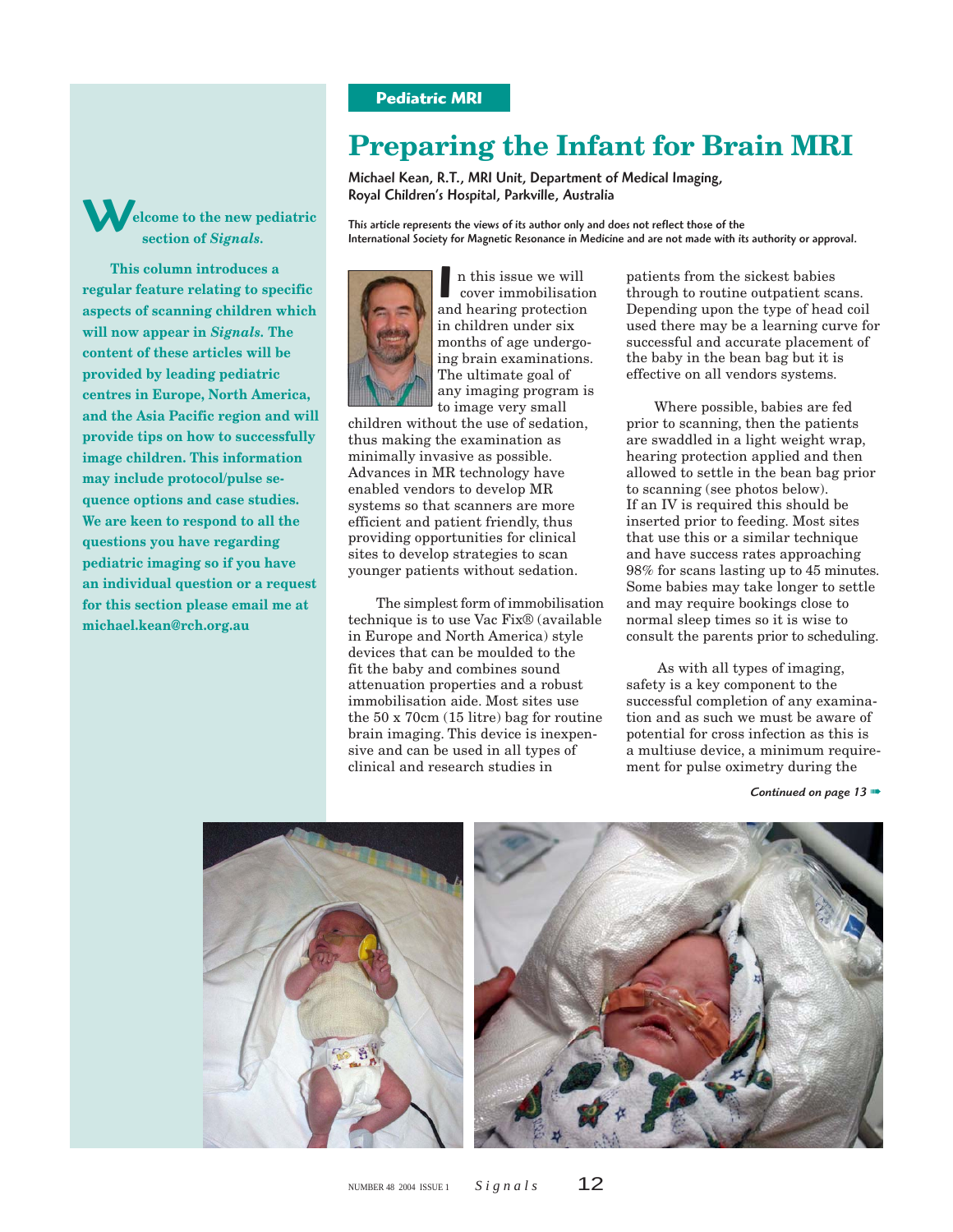**Pediatric MRI**

# Preparing the Infant for Brain MRI

**Michael Kean, R.T., MRI Unit, Department of Medical Imaging, Royal Children's Hospital, Parkville, Australia**

*This article represents the views of its author only and does not reflect those of the International Society for Magnetic Resonance in Medicine and are not made with its authority or approval.*

**Welcome to the new pediatric section of *Signals*.**

**This column introduces a regular feature relating to specific aspects of scanning children which will now appear in *Signals*. The content of these articles will be provided by leading pediatric centres in Europe, North America, and the Asia Pacific region and will provide tips on how to successfully image children. This information may include protocol/pulse sequence options and case studies. We are keen to respond to all the questions you have regarding pediatric imaging so if you have an individual question or a request for this section please email me at michael.kean@rch.org.au**

In this issue we will cover immobilisation and hearing protection in children under six months of age undergoing brain examinations. The ultimate goal of any imaging program is to image very small children without the use of sedation, thus making the examination as minimally invasive as possible. Advances in MR technology have enabled vendors to develop MR systems so that scanners are more efficient and patient friendly, thus providing opportunities for clinical sites to develop strategies to scan younger patients without sedation.

The simplest form of immobilisation technique is to use Vac Fix® (available in Europe and North America) style devices that can be moulded to the fit the baby and combines sound attenuation properties and a robust immobilisation aide. Most sites use the 50 x 70cm (15 litre) bag for routine brain imaging. This device is inexpensive and can be used in all types of clinical and research studies in patients from the sickest babies through to routine outpatient scans. Depending upon the type of head coil used there may be a learning curve for successful and accurate placement of the baby in the bean bag but it is effective on all vendors systems.

Where possible, babies are fed prior to scanning, then the patients are swaddled in a light weight wrap, hearing protection applied and then allowed to settle in the bean bag prior to scanning (see photos below). If an IV is required this should be inserted prior to feeding. Most sites that use this or a similar technique and have success rates approaching 98% for scans lasting up to 45 minutes. Some babies may take longer to settle and may require bookings close to normal sleep times so it is wise to consult the parents prior to scheduling.

As with all types of imaging, safety is a key component to the successful completion of any examination and as such we must be aware of potential for cross infection as this is a multiuse device, a minimum requirement for pulse oximetry during the

*Continued on page 13*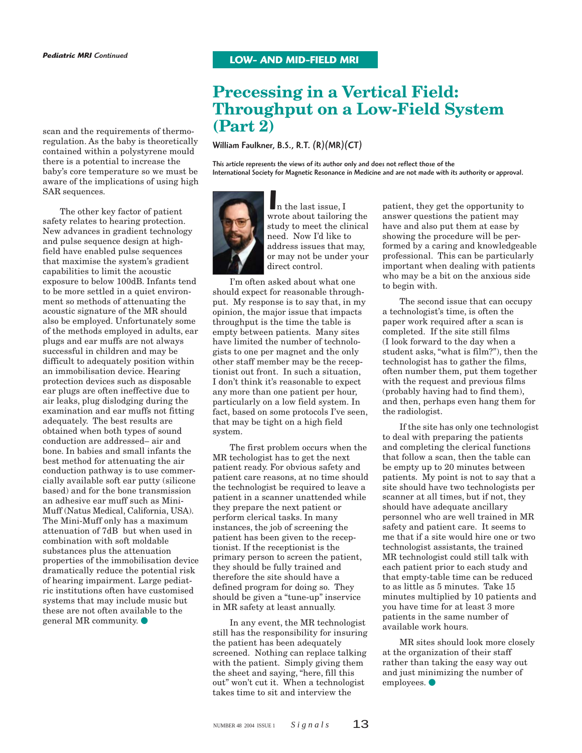scan and the requirements of thermoregulation. As the baby is theoretically contained within a polystyrene mould there is a potential to increase the baby's core temperature so we must be aware of the implications of using high SAR sequences.

The other key factor of patient safety relates to hearing protection. New advances in gradient technology and pulse sequence design at high-field have enabled pulse sequences that maximise the system's gradient capabilities to limit the acoustic exposure to below 100dB. Infants tend to be more settled in a quiet environment so methods of attenuating the acoustic signature of the MR should also be employed. Unfortunately some of the methods employed in adults, ear plugs and ear muffs are not always successful in children and may be difficult to adequately position within an immobilisation device. Hearing protection devices such as disposable ear plugs are often ineffective due to air leaks, plug dislodging during the examination and ear muffs not fitting adequately. The best results are obtained when both types of sound conduction are addressed– air and bone. In babies and small infants the best method for attenuating the air conduction pathway is to use commercially available soft ear putty (silicone based) and for the bone transmission an adhesive ear muff such as Mini-Muff (Natus Medical, California, USA). The Mini-Muff only has a maximum attenuation of 7dB but when used in combination with soft moldable substances plus the attenuation properties of the immobilisation device dramatically reduce the potential risk of hearing impairment. Large pediatric institutions often have customised systems that may include music but these are not often available to the general MR community.

**LOW- AND MID-FIELD MRI**

# Precessing in a Vertical Field: Throughput on a Low-Field System (Part 2)

**William Faulkner, B.S., R.T. (R)(MR)(CT)**

*This article represents the views of its author only and does not reflect those of the International Society for Magnetic Resonance in Medicine and are not made with its authority or approval.*

In the last issue, I wrote about tailoring the study to meet the clinical need. Now I'd like to address issues that may, or may not be under your direct control.

I'm often asked about what one should expect for reasonable throughput. My response is to say that, in my opinion, the major issue that impacts throughput is the time the table is empty between patients. Many sites have limited the number of technologists to one per magnet and the only other staff member may be the receptionist out front. In such a situation, I don't think it's reasonable to expect any more than one patient per hour, particularly on a low field system. In fact, based on some protocols I've seen, that may be tight on a high field system.

The first problem occurs when the MR techologist has to get the next patient ready. For obvious safety and patient care reasons, at no time should the technologist be required to leave a patient in a scanner unattended while they prepare the next patient or perform clerical tasks. In many instances, the job of screening the patient has been given to the receptionist. If the receptionist is the primary person to screen the patient, they should be fully trained and therefore the site should have a defined program for doing so. They should be given a "tune-up" inservice in MR safety at least annually.

In any event, the MR technologist still has the responsibility for insuring the patient has been adequately screened. Nothing can replace talking with the patient. Simply giving them the sheet and saying, "here, fill this out" won't cut it. When a technologist takes time to sit and interview the patient, they get the opportunity to answer questions the patient may have and also put them at ease by showing the procedure will be performed by a caring and knowledgeable professional. This can be particularly important when dealing with patients who may be a bit on the anxious side to begin with.

The second issue that can occupy a technologist's time, is often the paper work required after a scan is completed. If the site still films (I look forward to the day when a student asks, "what is film?"), then the technologist has to gather the films, often number them, put them together with the request and previous films (probably having had to find them), and then, perhaps even hang them for the radiologist.

If the site has only one technologist to deal with preparing the patients and completing the clerical functions that follow a scan, then the table can be empty up to 20 minutes between patients. My point is not to say that a site should have two technologists per scanner at all times, but if not, they should have adequate ancillary personnel who are well trained in MR safety and patient care. It seems to me that if a site would hire one or two technologist assistants, the trained MR technologist could still talk with each patient prior to each study and that empty-table time can be reduced to as little as 5 minutes. Take 15 minutes multiplied by 10 patients and you have time for at least 3 more patients in the same number of available work hours.

MR sites should look more closely at the organization of their staff rather than taking the easy way out and just minimizing the number of employees.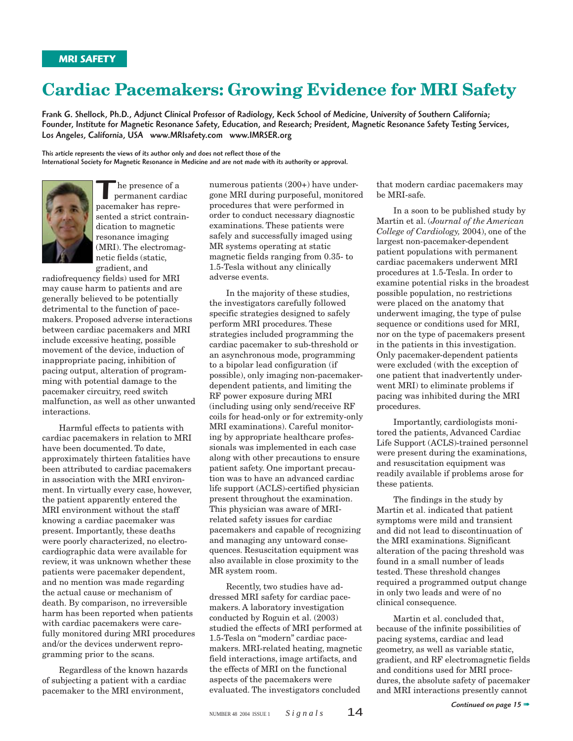**MRI SAFETY**

# Cardiac Pacemakers: Growing Evidence for MRI Safety

**Frank G. Shellock, Ph.D., Adjunct Clinical Professor of Radiology, Keck School of Medicine, University of Southern California; Founder, Institute for Magnetic Resonance Safety, Education, and Research; President, Magnetic Resonance Safety Testing Services, Los Angeles, California, USA www.MRIsafety.com www.IMRSER.org**

**This article represents the views of its author only and does not reflect those of the International Society for Magnetic Resonance in Medicine and are not made with its authority or approval.**

The presence of a permanent cardiac pacemaker has represented a strict contraindication to magnetic resonance imaging (MRI). The electromagnetic fields (static, gradient, and radiofrequency fields) used for MRI may cause harm to patients and are generally believed to be potentially detrimental to the function of pacemakers. Proposed adverse interactions between cardiac pacemakers and MRI include excessive heating, possible movement of the device, induction of inappropriate pacing, inhibition of pacing output, alteration of programming with potential damage to the pacemaker circuitry, reed switch malfunction, as well as other unwanted interactions.

Harmful effects to patients with cardiac pacemakers in relation to MRI have been documented. To date, approximately thirteen fatalities have been attributed to cardiac pacemakers in association with the MRI environment. In virtually every case, however, the patient apparently entered the MRI environment without the staff knowing a cardiac pacemaker was present. Importantly, these deaths were poorly characterized, no electrocardiographic data were available for review, it was unknown whether these patients were pacemaker dependent, and no mention was made regarding the actual cause or mechanism of death. By comparison, no irreversible harm has been reported when patients with cardiac pacemakers were carefully monitored during MRI procedures and/or the devices underwent reprogramming prior to the scans.

Regardless of the known hazards of subjecting a patient with a cardiac pacemaker to the MRI environment, numerous patients (200+) have undergone MRI during purposeful, monitored procedures that were performed in order to conduct necessary diagnostic examinations. These patients were safely and successfully imaged using MR systems operating at static magnetic fields ranging from 0.35- to 1.5-Tesla without any clinically adverse events.

In the majority of these studies, the investigators carefully followed specific strategies designed to safely perform MRI procedures. These strategies included programming the cardiac pacemaker to sub-threshold or an asynchronous mode, programming to a bipolar lead configuration (if possible), only imaging non-pacemaker-dependent patients, and limiting the RF power exposure during MRI (including using only send/receive RF coils for head-only or for extremity-only MRI examinations). Careful monitoring by appropriate healthcare professionals was implemented in each case along with other precautions to ensure patient safety. One important precaution was to have an advanced cardiac life support (ACLS)-certified physician present throughout the examination. This physician was aware of MRI-related safety issues for cardiac pacemakers and capable of recognizing and managing any untoward consequences. Resuscitation equipment was also available in close proximity to the MR system room.

Recently, two studies have addressed MRI safety for cardiac pacemakers. A laboratory investigation conducted by Roguin et al. (2003) studied the effects of MRI performed at 1.5-Tesla on "modern" cardiac pacemakers. MRI-related heating, magnetic field interactions, image artifacts, and the effects of MRI on the functional aspects of the pacemakers were evaluated. The investigators concluded that modern cardiac pacemakers may be MRI-safe.

In a soon to be published study by Martin et al. (*Journal of the American College of Cardiology,* 2004), one of the largest non-pacemaker-dependent patient populations with permanent cardiac pacemakers underwent MRI procedures at 1.5-Tesla. In order to examine potential risks in the broadest possible population, no restrictions were placed on the anatomy that underwent imaging, the type of pulse sequence or conditions used for MRI, nor on the type of pacemakers present in the patients in this investigation. Only pacemaker-dependent patients were excluded (with the exception of one patient that inadvertently underwent MRI) to eliminate problems if pacing was inhibited during the MRI procedures.

Importantly, cardiologists monitored the patients, Advanced Cardiac Life Support (ACLS)-trained personnel were present during the examinations, and resuscitation equipment was readily available if problems arose for these patients.

The findings in the study by Martin et al. indicated that patient symptoms were mild and transient and did not lead to discontinuation of the MRI examinations. Significant alteration of the pacing threshold was found in a small number of leads tested. These threshold changes required a programmed output change in only two leads and were of no clinical consequence.

Martin et al. concluded that, because of the infinite possibilities of pacing systems, cardiac and lead geometry, as well as variable static, gradient, and RF electromagnetic fields and conditions used for MRI procedures, the absolute safety of pacemaker and MRI interactions presently cannot

*Continued on page 15*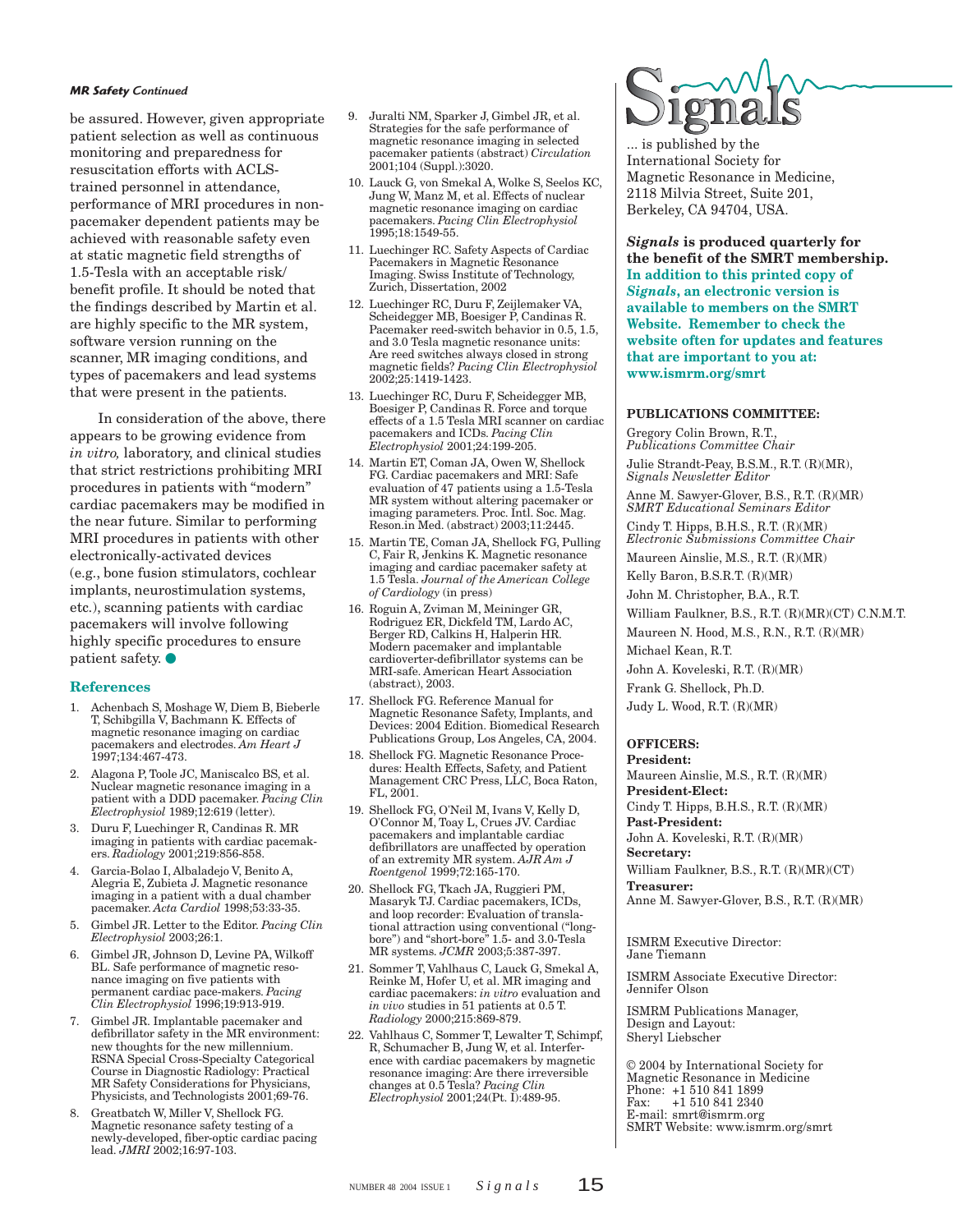*MR Safety Continued*

be assured. However, given appropriate patient selection as well as continuous monitoring and preparedness for resuscitation efforts with ACLS-trained personnel in attendance, performance of MRI procedures in non-pacemaker dependent patients may be achieved with reasonable safety even at static magnetic field strengths of 1.5-Tesla with an acceptable risk/benefit profile. It should be noted that the findings described by Martin et al. are highly specific to the MR system, software version running on the scanner, MR imaging conditions, and types of pacemakers and lead systems that were present in the patients.

In consideration of the above, there appears to be growing evidence from *in vitro,* laboratory, and clinical studies that strict restrictions prohibiting MRI procedures in patients with "modern" cardiac pacemakers may be modified in the near future. Similar to performing MRI procedures in patients with other electronically-activated devices (e.g., bone fusion stimulators, cochlear implants, neurostimulation systems, etc.), scanning patients with cardiac pacemakers will involve following highly specific procedures to ensure patient safety. ●

## References

1. Achenbach S, Moshage W, Diem B, Bieberle T, Schibgilla V, Bachmann K. Effects of magnetic resonance imaging on cardiac pacemakers and electrodes. *Am Heart J* 1997;134:467-473.
2. Alagona P, Toole JC, Maniscalco BS, et al. Nuclear magnetic resonance imaging in a patient with a DDD pacemaker. *Pacing Clin Electrophysiol* 1989;12:619 (letter).
3. Duru F, Luechinger R, Candinas R. MR imaging in patients with cardiac pacemakers. *Radiology* 2001;219:856-858.
4. Garcia-Bolao I, Albaladejo V, Benito A, Alegria E, Zubieta J. Magnetic resonance imaging in a patient with a dual chamber pacemaker. *Acta Cardiol* 1998;53:33-35.
5. Gimbel JR. Letter to the Editor. *Pacing Clin Electrophysiol* 2003;26:1.
6. Gimbel JR, Johnson D, Levine PA, Wilkoff BL. Safe performance of magnetic resonance imaging on five patients with permanent cardiac pace-makers. *Pacing Clin Electrophysiol* 1996;19:913-919.
7. Gimbel JR. Implantable pacemaker and defibrillator safety in the MR environment: new thoughts for the new millennium. RSNA Special Cross-Specialty Categorical Course in Diagnostic Radiology: Practical MR Safety Considerations for Physicians, Physicists, and Technologists 2001;69-76.
8. Greatbatch W, Miller V, Shellock FG. Magnetic resonance safety testing of a newly-developed, fiber-optic cardiac pacing lead. *JMRI* 2002;16:97-103.
9. Juralti NM, Sparker J, Gimbel JR, et al. Strategies for the safe performance of magnetic resonance imaging in selected pacemaker patients (abstract) *Circulation* 2001;104 (Suppl.):3020.
10. Lauck G, von Smekal A, Wolke S, Seelos KC, Jung W, Manz M, et al. Effects of nuclear magnetic resonance imaging on cardiac pacemakers. *Pacing Clin Electrophysiol* 1995;18:1549-55.
11. Luechinger RC. Safety Aspects of Cardiac Pacemakers in Magnetic Resonance Imaging. Swiss Institute of Technology, Zurich, Dissertation, 2002
12. Luechinger RC, Duru F, Zeijlemaker VA, Scheidegger MB, Boesiger P, Candinas R. Pacemaker reed-switch behavior in 0.5, 1.5, and 3.0 Tesla magnetic resonance units: Are reed switches always closed in strong magnetic fields? *Pacing Clin Electrophysiol* 2002;25:1419-1423.
13. Luechinger RC, Duru F, Scheidegger MB, Boesiger P, Candinas R. Force and torque effects of a 1.5 Tesla MRI scanner on cardiac pacemakers and ICDs. *Pacing Clin Electrophysiol* 2001;24:199-205.
14. Martin ET, Coman JA, Owen W, Shellock FG. Cardiac pacemakers and MRI: Safe evaluation of 47 patients using a 1.5-Tesla MR system without altering pacemaker or imaging parameters. Proc. Intl. Soc. Mag. Reson.in Med. (abstract) 2003;11:2445.
15. Martin TE, Coman JA, Shellock FG, Pulling C, Fair R, Jenkins K. Magnetic resonance imaging and cardiac pacemaker safety at 1.5 Tesla. *Journal of the American College of Cardiology* (in press)
16. Roguin A, Zviman M, Meininger GR, Rodriguez ER, Dickfeld TM, Lardo AC, Berger RD, Calkins H, Halperin HR. Modern pacemaker and implantable cardioverter-defibrillator systems can be MRI-safe. American Heart Association (abstract), 2003.
17. Shellock FG. Reference Manual for Magnetic Resonance Safety, Implants, and Devices: 2004 Edition. Biomedical Research Publications Group, Los Angeles, CA, 2004.
18. Shellock FG. Magnetic Resonance Procedures: Health Effects, Safety, and Patient Management CRC Press, LLC, Boca Raton, FL, 2001.
19. Shellock FG, O'Neil M, Ivans V, Kelly D, O'Connor M, Toay L, Crues JV. Cardiac pacemakers and implantable cardiac defibrillators are unaffected by operation of an extremity MR system. *AJR Am J Roentgenol* 1999;72:165-170.
20. Shellock FG, Tkach JA, Ruggieri PM, Masaryk TJ. Cardiac pacemakers, ICDs, and loop recorder: Evaluation of translational attraction using conventional ("long-bore") and "short-bore" 1.5- and 3.0-Tesla MR systems. *JCMR* 2003;5:387-397.
21. Sommer T, Vahlhaus C, Lauck G, Smekal A, Reinke M, Hofer U, et al. MR imaging and cardiac pacemakers: *in vitro* evaluation and *in vivo* studies in 51 patients at 0.5 T. *Radiology* 2000;215:869-879.
22. Vahlhaus C, Sommer T, Lewalter T, Schimpf, R, Schumacher B, Jung W, et al. Interference with cardiac pacemakers by magnetic resonance imaging: Are there irreversible changes at 0.5 Tesla? *Pacing Clin Electrophysiol* 2001;24(Pt. I):489-95.

# Signals

... is published by the International Society for Magnetic Resonance in Medicine, 2118 Milvia Street, Suite 201, Berkeley, CA 94704, USA.

***Signals* is produced quarterly for the benefit of the SMRT membership. In addition to this printed copy of *Signals*, an electronic version is available to members on the SMRT Website. Remember to check the website often for updates and features that are important to you at: www.ismrm.org/smrt**

**PUBLICATIONS COMMITTEE:**

Gregory Colin Brown, R.T., *Publications Committee Chair*

Julie Strandt-Peay, B.S.M., R.T. (R)(MR), *Signals Newsletter Editor*

Anne M. Sawyer-Glover, B.S., R.T. (R)(MR) *SMRT Educational Seminars Editor*

Cindy T. Hipps, B.H.S., R.T. (R)(MR) *Electronic Submissions Committee Chair*

Maureen Ainslie, M.S., R.T. (R)(MR)

Kelly Baron, B.S.R.T. (R)(MR)

John M. Christopher, B.A., R.T.

William Faulkner, B.S., R.T. (R)(MR)(CT) C.N.M.T.

Maureen N. Hood, M.S., R.N., R.T. (R)(MR)

Michael Kean, R.T.

John A. Koveleski, R.T. (R)(MR)

Frank G. Shellock, Ph.D.

Judy L. Wood, R.T. (R)(MR)

**OFFICERS:**

**President:**
Maureen Ainslie, M.S., R.T. (R)(MR)

**President-Elect:**
Cindy T. Hipps, B.H.S., R.T. (R)(MR)

**Past-President:**
John A. Koveleski, R.T. (R)(MR)

**Secretary:**
William Faulkner, B.S., R.T. (R)(MR)(CT)

**Treasurer:**
Anne M. Sawyer-Glover, B.S., R.T. (R)(MR)

ISMRM Executive Director:
Jane Tiemann

ISMRM Associate Executive Director:
Jennifer Olson

ISMRM Publications Manager, Design and Layout:
Sheryl Liebscher

© 2004 by International Society for Magnetic Resonance in Medicine
Phone: +1 510 841 1899
Fax: +1 510 841 2340
E-mail: smrt@ismrm.org
SMRT Website: www.ismrm.org/smrt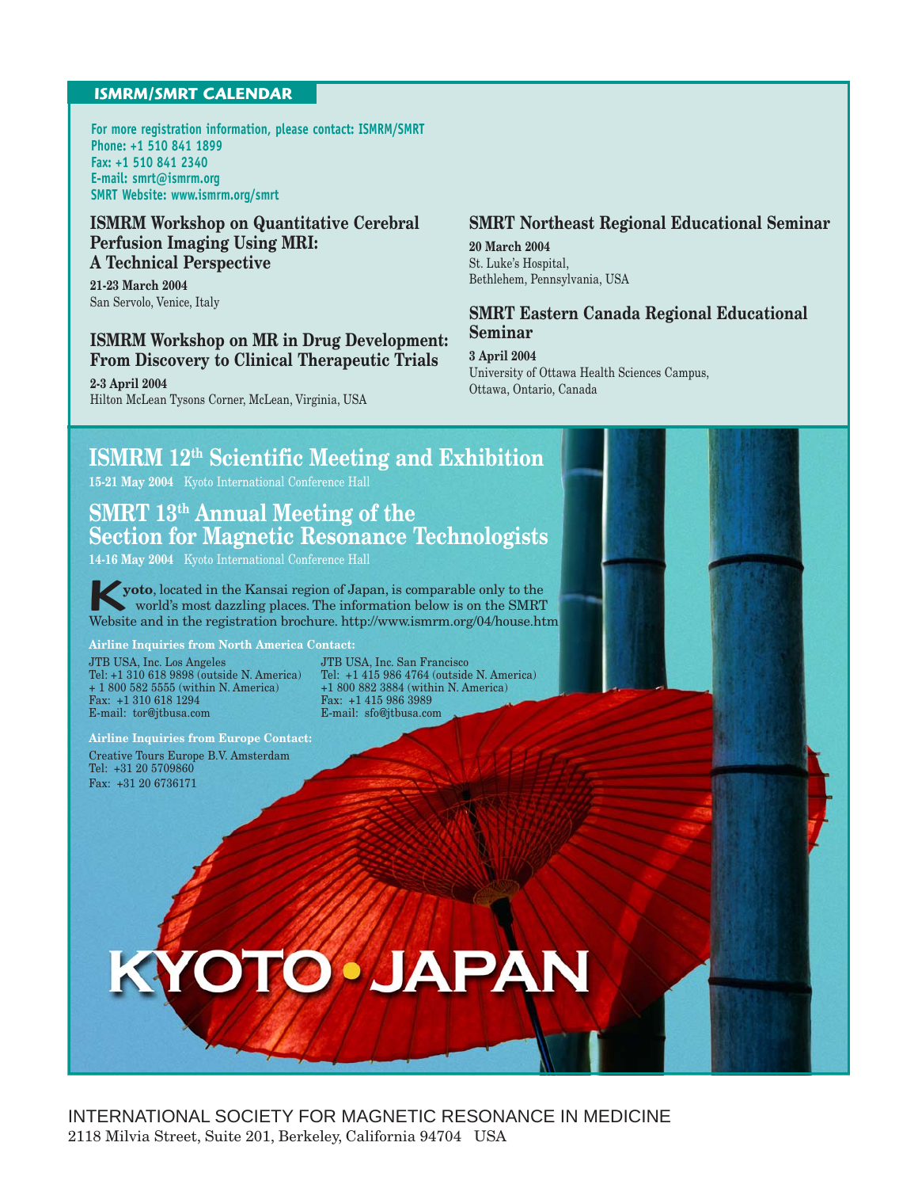## ISMRM/SMRT CALENDAR

**For more registration information, please contact: ISMRM/SMRT**
**Phone: +1 510 841 1899**
**Fax: +1 510 841 2340**
**E-mail: smrt@ismrm.org**
**SMRT Website: www.ismrm.org/smrt**

### ISMRM Workshop on Quantitative Cerebral Perfusion Imaging Using MRI: A Technical Perspective

**21-23 March 2004**
San Servolo, Venice, Italy

### ISMRM Workshop on MR in Drug Development: From Discovery to Clinical Therapeutic Trials

**2-3 April 2004**
Hilton McLean Tysons Corner, McLean, Virginia, USA

### SMRT Northeast Regional Educational Seminar

**20 March 2004**
St. Luke's Hospital,
Bethlehem, Pennsylvania, USA

### SMRT Eastern Canada Regional Educational Seminar

**3 April 2004**
University of Ottawa Health Sciences Campus,
Ottawa, Ontario, Canada

## ISMRM 12th Scientific Meeting and Exhibition

**15-21 May 2004** Kyoto International Conference Hall

## SMRT 13th Annual Meeting of the Section for Magnetic Resonance Technologists

**14-16 May 2004** Kyoto International Conference Hall

**Kyoto**, located in the Kansai region of Japan, is comparable only to the world's most dazzling places. The information below is on the SMRT Website and in the registration brochure. http://www.ismrm.org/04/house.htm

**Airline Inquiries from North America Contact:**

JTB USA, Inc. Los Angeles
Tel: +1 310 618 9898 (outside N. America)
+ 1 800 582 5555 (within N. America)
Fax: +1 310 618 1294
E-mail: tor@jtbusa.com

JTB USA, Inc. San Francisco
Tel: +1 415 986 4764 (outside N. America)
+1 800 882 3884 (within N. America)
Fax: +1 415 986 3989
E-mail: sfo@jtbusa.com

**Airline Inquiries from Europe Contact:**

Creative Tours Europe B.V. Amsterdam
Tel: +31 20 5709860
Fax: +31 20 6736171

KYOTO • JAPAN

INTERNATIONAL SOCIETY FOR MAGNETIC RESONANCE IN MEDICINE
2118 Milvia Street, Suite 201, Berkeley, California 94704 USA